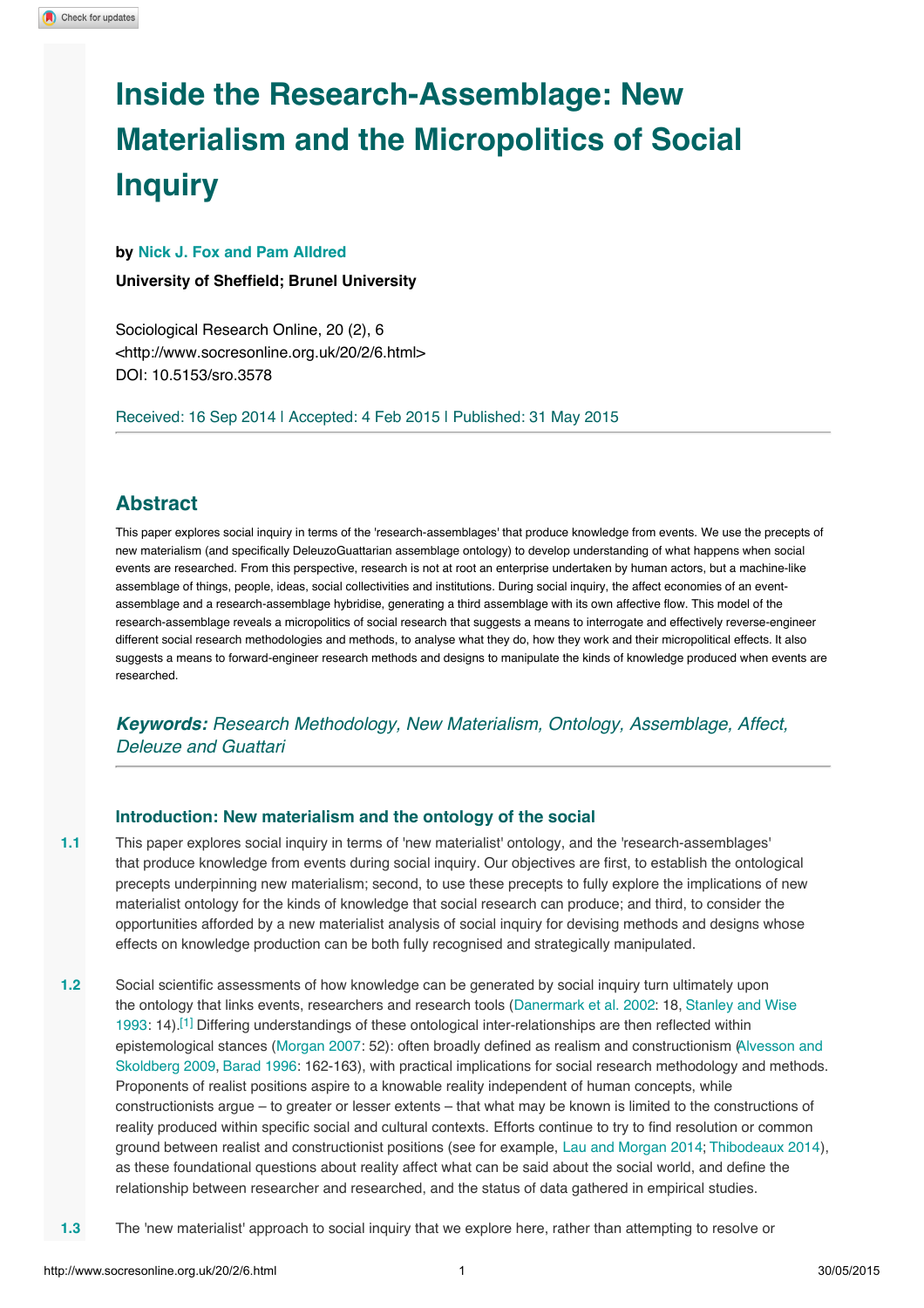# Inside the Research-Assemblage: New Materialism and the Micropolitics of Social Inquiry

**by Nick J. Fox and Pam Alldred**

**University of Sheffield; Brunel University**

Sociological Research Online, 20 (2), 6
<http://www.socresonline.org.uk/20/2/6.html>
DOI: 10.5153/sro.3578

Received: 16 Sep 2014 | Accepted: 4 Feb 2015 | Published: 31 May 2015

## Abstract

This paper explores social inquiry in terms of the 'research-assemblages' that produce knowledge from events. We use the precepts of new materialism (and specifically DeleuzoGuattarian assemblage ontology) to develop understanding of what happens when social events are researched. From this perspective, research is not at root an enterprise undertaken by human actors, but a machine-like assemblage of things, people, ideas, social collectivities and institutions. During social inquiry, the affect economies of an event-assemblage and a research-assemblage hybridise, generating a third assemblage with its own affective flow. This model of the research-assemblage reveals a micropolitics of social research that suggests a means to interrogate and effectively reverse-engineer different social research methodologies and methods, to analyse what they do, how they work and their micropolitical effects. It also suggests a means to forward-engineer research methods and designs to manipulate the kinds of knowledge produced when events are researched.

***Keywords:*** *Research Methodology, New Materialism, Ontology, Assemblage, Affect, Deleuze and Guattari*

### Introduction: New materialism and the ontology of the social

1.1 This paper explores social inquiry in terms of 'new materialist' ontology, and the 'research-assemblages' that produce knowledge from events during social inquiry. Our objectives are first, to establish the ontological precepts underpinning new materialism; second, to use these precepts to fully explore the implications of new materialist ontology for the kinds of knowledge that social research can produce; and third, to consider the opportunities afforded by a new materialist analysis of social inquiry for devising methods and designs whose effects on knowledge production can be both fully recognised and strategically manipulated.

1.2 Social scientific assessments of how knowledge can be generated by social inquiry turn ultimately upon the ontology that links events, researchers and research tools (Danermark et al. 2002: 18, Stanley and Wise 1993: 14).[1] Differing understandings of these ontological inter-relationships are then reflected within epistemological stances (Morgan 2007: 52): often broadly defined as realism and constructionism (Alvesson and Skoldberg 2009, Barad 1996: 162-163), with practical implications for social research methodology and methods. Proponents of realist positions aspire to a knowable reality independent of human concepts, while constructionists argue – to greater or lesser extents – that what may be known is limited to the constructions of reality produced within specific social and cultural contexts. Efforts continue to try to find resolution or common ground between realist and constructionist positions (see for example, Lau and Morgan 2014; Thibodeaux 2014), as these foundational questions about reality affect what can be said about the social world, and define the relationship between researcher and researched, and the status of data gathered in empirical studies.

1.3 The 'new materialist' approach to social inquiry that we explore here, rather than attempting to resolve or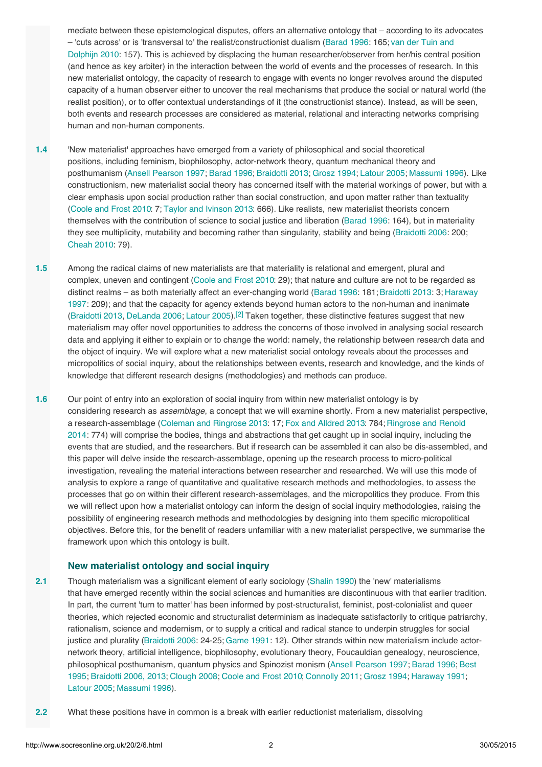mediate between these epistemological disputes, offers an alternative ontology that – according to its advocates – 'cuts across' or is 'transversal to' the realist/constructionist dualism (Barad 1996: 165; van der Tuin and Dolphijn 2010: 157). This is achieved by displacing the human researcher/observer from her/his central position (and hence as key arbiter) in the interaction between the world of events and the processes of research. In this new materialist ontology, the capacity of research to engage with events no longer revolves around the disputed capacity of a human observer either to uncover the real mechanisms that produce the social or natural world (the realist position), or to offer contextual understandings of it (the constructionist stance). Instead, as will be seen, both events and research processes are considered as material, relational and interacting networks comprising human and non-human components.

**1.4** 'New materialist' approaches have emerged from a variety of philosophical and social theoretical positions, including feminism, biophilosophy, actor-network theory, quantum mechanical theory and posthumanism (Ansell Pearson 1997; Barad 1996; Braidotti 2013; Grosz 1994; Latour 2005; Massumi 1996). Like constructionism, new materialist social theory has concerned itself with the material workings of power, but with a clear emphasis upon social production rather than social construction, and upon matter rather than textuality (Coole and Frost 2010: 7; Taylor and Ivinson 2013: 666). Like realists, new materialist theorists concern themselves with the contribution of science to social justice and liberation (Barad 1996: 164), but in materiality they see multiplicity, mutability and becoming rather than singularity, stability and being (Braidotti 2006: 200; Cheah 2010: 79).

**1.5** Among the radical claims of new materialists are that materiality is relational and emergent, plural and complex, uneven and contingent (Coole and Frost 2010: 29); that nature and culture are not to be regarded as distinct realms – as both materially affect an ever-changing world (Barad 1996: 181; Braidotti 2013: 3; Haraway 1997: 209); and that the capacity for agency extends beyond human actors to the non-human and inanimate (Braidotti 2013, DeLanda 2006; Latour 2005).[2] Taken together, these distinctive features suggest that new materialism may offer novel opportunities to address the concerns of those involved in analysing social research data and applying it either to explain or to change the world: namely, the relationship between research data and the object of inquiry. We will explore what a new materialist social ontology reveals about the processes and micropolitics of social inquiry, about the relationships between events, research and knowledge, and the kinds of knowledge that different research designs (methodologies) and methods can produce.

**1.6** Our point of entry into an exploration of social inquiry from within new materialist ontology is by considering research as *assemblage*, a concept that we will examine shortly. From a new materialist perspective, a research-assemblage (Coleman and Ringrose 2013: 17; Fox and Alldred 2013: 784; Ringrose and Renold 2014: 774) will comprise the bodies, things and abstractions that get caught up in social inquiry, including the events that are studied, and the researchers. But if research can be assembled it can also be dis-assembled, and this paper will delve inside the research-assemblage, opening up the research process to micro-political investigation, revealing the material interactions between researcher and researched. We will use this mode of analysis to explore a range of quantitative and qualitative research methods and methodologies, to assess the processes that go on within their different research-assemblages, and the micropolitics they produce. From this we will reflect upon how a materialist ontology can inform the design of social inquiry methodologies, raising the possibility of engineering research methods and methodologies by designing into them specific micropolitical objectives. Before this, for the benefit of readers unfamiliar with a new materialist perspective, we summarise the framework upon which this ontology is built.

## New materialist ontology and social inquiry

**2.1** Though materialism was a significant element of early sociology (Shalin 1990) the 'new' materialisms that have emerged recently within the social sciences and humanities are discontinuous with that earlier tradition. In part, the current 'turn to matter' has been informed by post-structuralist, feminist, post-colonialist and queer theories, which rejected economic and structuralist determinism as inadequate satisfactorily to critique patriarchy, rationalism, science and modernism, or to supply a critical and radical stance to underpin struggles for social justice and plurality (Braidotti 2006: 24-25; Game 1991: 12). Other strands within new materialism include actor-network theory, artificial intelligence, biophilosophy, evolutionary theory, Foucauldian genealogy, neuroscience, philosophical posthumanism, quantum physics and Spinozist monism (Ansell Pearson 1997; Barad 1996; Best 1995; Braidotti 2006, 2013; Clough 2008; Coole and Frost 2010; Connolly 2011; Grosz 1994; Haraway 1991; Latour 2005; Massumi 1996).

**2.2** What these positions have in common is a break with earlier reductionist materialism, dissolving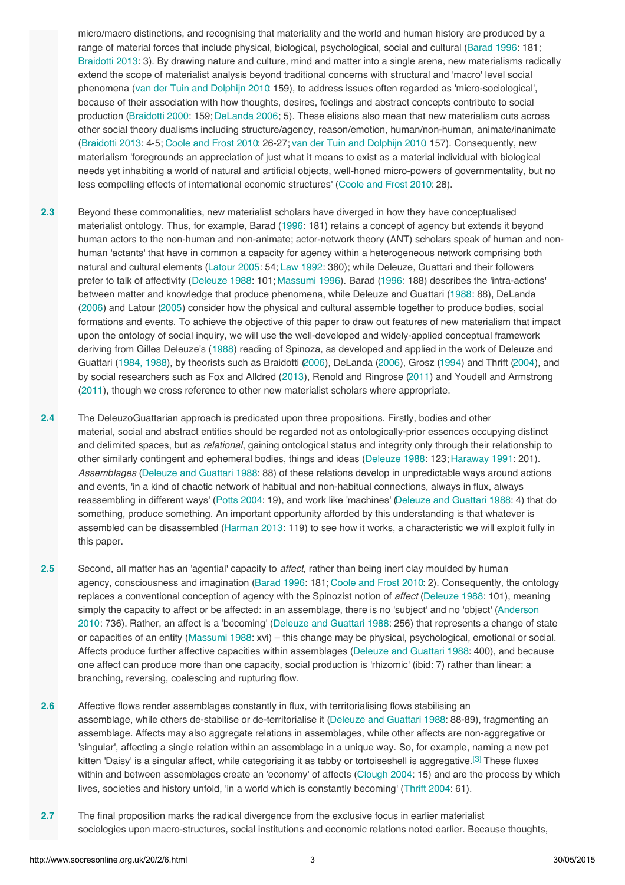micro/macro distinctions, and recognising that materiality and the world and human history are produced by a range of material forces that include physical, biological, psychological, social and cultural (Barad 1996: 181; Braidotti 2013: 3). By drawing nature and culture, mind and matter into a single arena, new materialisms radically extend the scope of materialist analysis beyond traditional concerns with structural and 'macro' level social phenomena (van der Tuin and Dolphijn 2010: 159), to address issues often regarded as 'micro-sociological', because of their association with how thoughts, desires, feelings and abstract concepts contribute to social production (Braidotti 2000: 159; DeLanda 2006: 5). These elisions also mean that new materialism cuts across other social theory dualisms including structure/agency, reason/emotion, human/non-human, animate/inanimate (Braidotti 2013: 4-5; Coole and Frost 2010: 26-27; van der Tuin and Dolphijn 2010: 157). Consequently, new materialism 'foregrounds an appreciation of just what it means to exist as a material individual with biological needs yet inhabiting a world of natural and artificial objects, well-honed micro-powers of governmentality, but no less compelling effects of international economic structures' (Coole and Frost 2010: 28).

**2.3** Beyond these commonalities, new materialist scholars have diverged in how they have conceptualised materialist ontology. Thus, for example, Barad (1996: 181) retains a concept of agency but extends it beyond human actors to the non-human and non-animate; actor-network theory (ANT) scholars speak of human and non-human 'actants' that have in common a capacity for agency within a heterogeneous network comprising both natural and cultural elements (Latour 2005: 54; Law 1992: 380); while Deleuze, Guattari and their followers prefer to talk of affectivity (Deleuze 1988: 101; Massumi 1996). Barad (1996: 188) describes the 'intra-actions' between matter and knowledge that produce phenomena, while Deleuze and Guattari (1988: 88), DeLanda (2006) and Latour (2005) consider how the physical and cultural assemble together to produce bodies, social formations and events. To achieve the objective of this paper to draw out features of new materialism that impact upon the ontology of social inquiry, we will use the well-developed and widely-applied conceptual framework deriving from Gilles Deleuze's (1988) reading of Spinoza, as developed and applied in the work of Deleuze and Guattari (1984, 1988), by theorists such as Braidotti (2006), DeLanda (2006), Grosz (1994) and Thrift (2004), and by social researchers such as Fox and Alldred (2013), Renold and Ringrose (2011) and Youdell and Armstrong (2011), though we cross reference to other new materialist scholars where appropriate.

**2.4** The DeleuzoGuattarian approach is predicated upon three propositions. Firstly, bodies and other material, social and abstract entities should be regarded not as ontologically-prior essences occupying distinct and delimited spaces, but as *relational*, gaining ontological status and integrity only through their relationship to other similarly contingent and ephemeral bodies, things and ideas (Deleuze 1988: 123; Haraway 1991: 201). *Assemblages* (Deleuze and Guattari 1988: 88) of these relations develop in unpredictable ways around actions and events, 'in a kind of chaotic network of habitual and non-habitual connections, always in flux, always reassembling in different ways' (Potts 2004: 19), and work like 'machines' (Deleuze and Guattari 1988: 4) that do something, produce something. An important opportunity afforded by this understanding is that whatever is assembled can be disassembled (Harman 2013: 119) to see how it works, a characteristic we will exploit fully in this paper.

**2.5** Second, all matter has an 'agential' capacity to *affect,* rather than being inert clay moulded by human agency, consciousness and imagination (Barad 1996: 181; Coole and Frost 2010: 2). Consequently, the ontology replaces a conventional conception of agency with the Spinozist notion of *affect* (Deleuze 1988: 101), meaning simply the capacity to affect or be affected: in an assemblage, there is no 'subject' and no 'object' (Anderson 2010: 736). Rather, an affect is a 'becoming' (Deleuze and Guattari 1988: 256) that represents a change of state or capacities of an entity (Massumi 1988: xvi) – this change may be physical, psychological, emotional or social. Affects produce further affective capacities within assemblages (Deleuze and Guattari 1988: 400), and because one affect can produce more than one capacity, social production is 'rhizomic' (ibid: 7) rather than linear: a branching, reversing, coalescing and rupturing flow.

**2.6** Affective flows render assemblages constantly in flux, with territorialising flows stabilising an assemblage, while others de-stabilise or de-territorialise it (Deleuze and Guattari 1988: 88-89), fragmenting an assemblage. Affects may also aggregate relations in assemblages, while other affects are non-aggregative or 'singular', affecting a single relation within an assemblage in a unique way. So, for example, naming a new pet kitten 'Daisy' is a singular affect, while categorising it as tabby or tortoiseshell is aggregative.[3] These fluxes within and between assemblages create an 'economy' of affects (Clough 2004: 15) and are the process by which lives, societies and history unfold, 'in a world which is constantly becoming' (Thrift 2004: 61).

**2.7** The final proposition marks the radical divergence from the exclusive focus in earlier materialist sociologies upon macro-structures, social institutions and economic relations noted earlier. Because thoughts,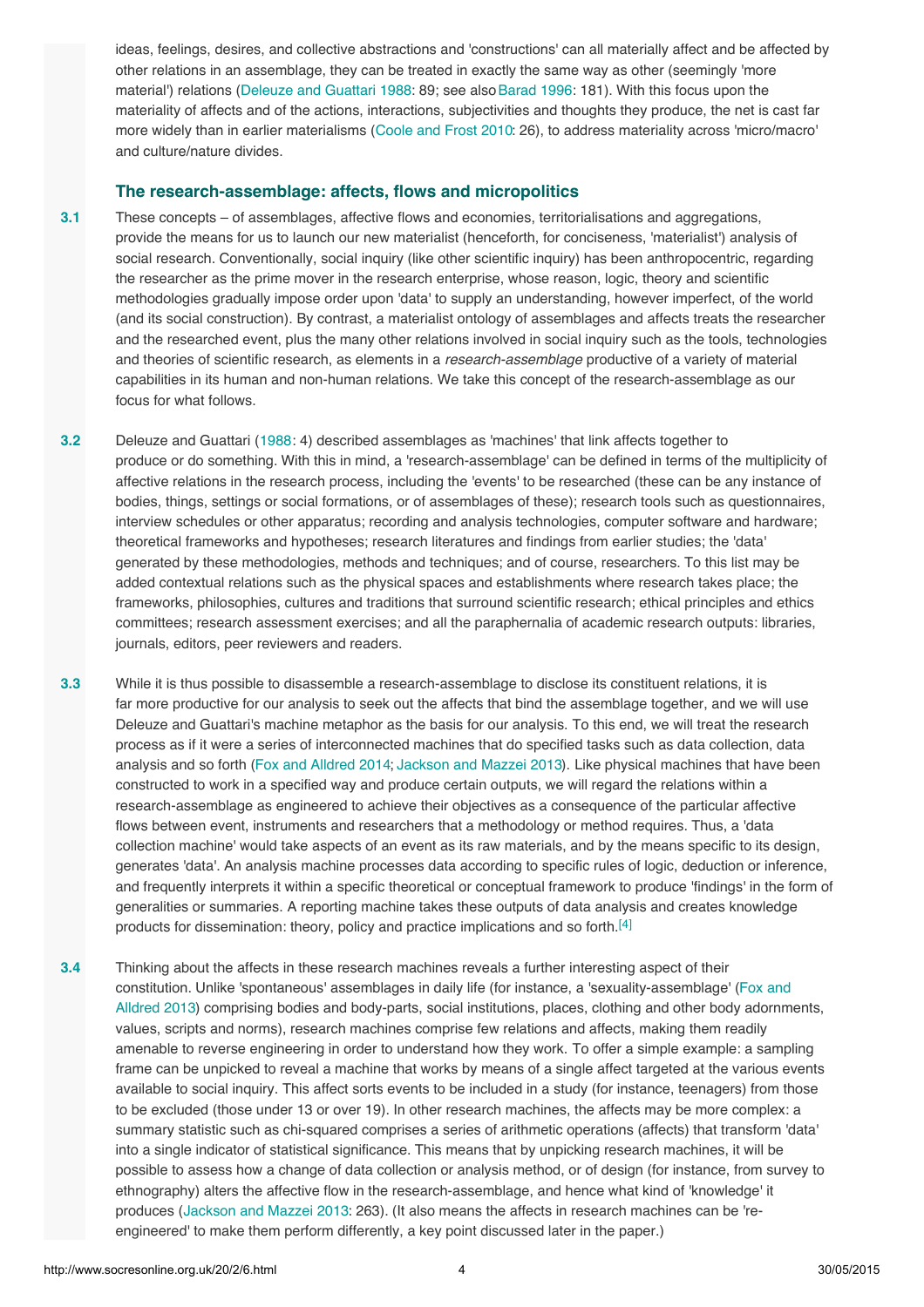ideas, feelings, desires, and collective abstractions and 'constructions' can all materially affect and be affected by other relations in an assemblage, they can be treated in exactly the same way as other (seemingly 'more material') relations (Deleuze and Guattari 1988: 89; see also Barad 1996: 181). With this focus upon the materiality of affects and of the actions, interactions, subjectivities and thoughts they produce, the net is cast far more widely than in earlier materialisms (Coole and Frost 2010: 26), to address materiality across 'micro/macro' and culture/nature divides.

### The research-assemblage: affects, flows and micropolitics

**3.1** These concepts – of assemblages, affective flows and economies, territorialisations and aggregations, provide the means for us to launch our new materialist (henceforth, for conciseness, 'materialist') analysis of social research. Conventionally, social inquiry (like other scientific inquiry) has been anthropocentric, regarding the researcher as the prime mover in the research enterprise, whose reason, logic, theory and scientific methodologies gradually impose order upon 'data' to supply an understanding, however imperfect, of the world (and its social construction). By contrast, a materialist ontology of assemblages and affects treats the researcher and the researched event, plus the many other relations involved in social inquiry such as the tools, technologies and theories of scientific research, as elements in a *research-assemblage* productive of a variety of material capabilities in its human and non-human relations. We take this concept of the research-assemblage as our focus for what follows.

**3.2** Deleuze and Guattari (1988: 4) described assemblages as 'machines' that link affects together to produce or do something. With this in mind, a 'research-assemblage' can be defined in terms of the multiplicity of affective relations in the research process, including the 'events' to be researched (these can be any instance of bodies, things, settings or social formations, or of assemblages of these); research tools such as questionnaires, interview schedules or other apparatus; recording and analysis technologies, computer software and hardware; theoretical frameworks and hypotheses; research literatures and findings from earlier studies; the 'data' generated by these methodologies, methods and techniques; and of course, researchers. To this list may be added contextual relations such as the physical spaces and establishments where research takes place; the frameworks, philosophies, cultures and traditions that surround scientific research; ethical principles and ethics committees; research assessment exercises; and all the paraphernalia of academic research outputs: libraries, journals, editors, peer reviewers and readers.

**3.3** While it is thus possible to disassemble a research-assemblage to disclose its constituent relations, it is far more productive for our analysis to seek out the affects that bind the assemblage together, and we will use Deleuze and Guattari's machine metaphor as the basis for our analysis. To this end, we will treat the research process as if it were a series of interconnected machines that do specified tasks such as data collection, data analysis and so forth (Fox and Alldred 2014; Jackson and Mazzei 2013). Like physical machines that have been constructed to work in a specified way and produce certain outputs, we will regard the relations within a research-assemblage as engineered to achieve their objectives as a consequence of the particular affective flows between event, instruments and researchers that a methodology or method requires. Thus, a 'data collection machine' would take aspects of an event as its raw materials, and by the means specific to its design, generates 'data'. An analysis machine processes data according to specific rules of logic, deduction or inference, and frequently interprets it within a specific theoretical or conceptual framework to produce 'findings' in the form of generalities or summaries. A reporting machine takes these outputs of data analysis and creates knowledge products for dissemination: theory, policy and practice implications and so forth.[4]

**3.4** Thinking about the affects in these research machines reveals a further interesting aspect of their constitution. Unlike 'spontaneous' assemblages in daily life (for instance, a 'sexuality-assemblage' (Fox and Alldred 2013) comprising bodies and body-parts, social institutions, places, clothing and other body adornments, values, scripts and norms), research machines comprise few relations and affects, making them readily amenable to reverse engineering in order to understand how they work. To offer a simple example: a sampling frame can be unpicked to reveal a machine that works by means of a single affect targeted at the various events available to social inquiry. This affect sorts events to be included in a study (for instance, teenagers) from those to be excluded (those under 13 or over 19). In other research machines, the affects may be more complex: a summary statistic such as chi-squared comprises a series of arithmetic operations (affects) that transform 'data' into a single indicator of statistical significance. This means that by unpicking research machines, it will be possible to assess how a change of data collection or analysis method, or of design (for instance, from survey to ethnography) alters the affective flow in the research-assemblage, and hence what kind of 'knowledge' it produces (Jackson and Mazzei 2013: 263). (It also means the affects in research machines can be 're-engineered' to make them perform differently, a key point discussed later in the paper.)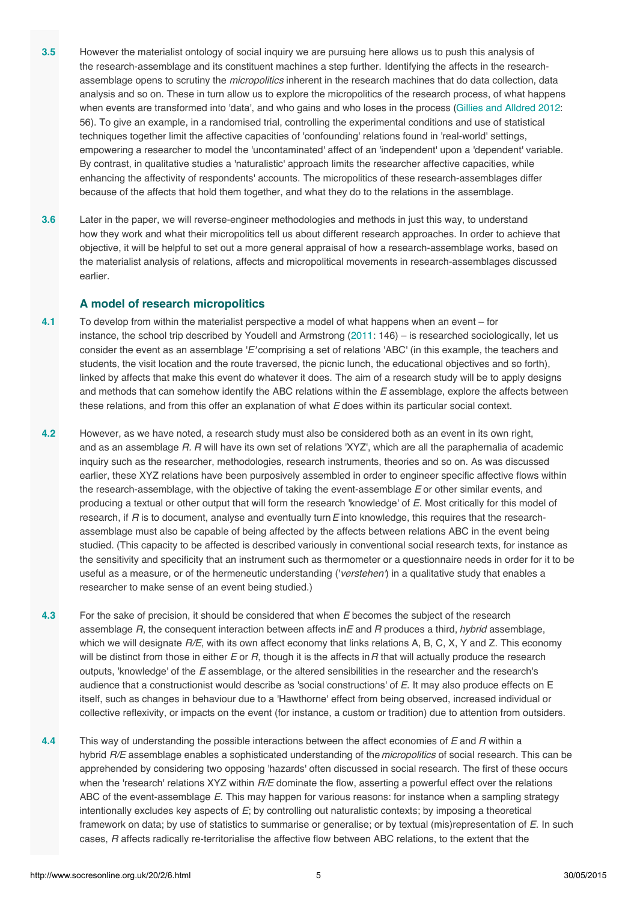**3.5** However the materialist ontology of social inquiry we are pursuing here allows us to push this analysis of the research-assemblage and its constituent machines a step further. Identifying the affects in the research-assemblage opens to scrutiny the *micropolitics* inherent in the research machines that do data collection, data analysis and so on. These in turn allow us to explore the micropolitics of the research process, of what happens when events are transformed into 'data', and who gains and who loses in the process (Gillies and Alldred 2012: 56). To give an example, in a randomised trial, controlling the experimental conditions and use of statistical techniques together limit the affective capacities of 'confounding' relations found in 'real-world' settings, empowering a researcher to model the 'uncontaminated' affect of an 'independent' upon a 'dependent' variable. By contrast, in qualitative studies a 'naturalistic' approach limits the researcher affective capacities, while enhancing the affectivity of respondents' accounts. The micropolitics of these research-assemblages differ because of the affects that hold them together, and what they do to the relations in the assemblage.

**3.6** Later in the paper, we will reverse-engineer methodologies and methods in just this way, to understand how they work and what their micropolitics tell us about different research approaches. In order to achieve that objective, it will be helpful to set out a more general appraisal of how a research-assemblage works, based on the materialist analysis of relations, affects and micropolitical movements in research-assemblages discussed earlier.

## A model of research micropolitics

**4.1** To develop from within the materialist perspective a model of what happens when an event – for instance, the school trip described by Youdell and Armstrong (2011: 146) – is researched sociologically, let us consider the event as an assemblage '*E*' comprising a set of relations 'ABC' (in this example, the teachers and students, the visit location and the route traversed, the picnic lunch, the educational objectives and so forth), linked by affects that make this event do whatever it does. The aim of a research study will be to apply designs and methods that can somehow identify the ABC relations within the *E* assemblage, explore the affects between these relations, and from this offer an explanation of what *E* does within its particular social context.

**4.2** However, as we have noted, a research study must also be considered both as an event in its own right, and as an assemblage *R*. *R* will have its own set of relations 'XYZ', which are all the paraphernalia of academic inquiry such as the researcher, methodologies, research instruments, theories and so on. As was discussed earlier, these XYZ relations have been purposively assembled in order to engineer specific affective flows within the research-assemblage, with the objective of taking the event-assemblage *E* or other similar events, and producing a textual or other output that will form the research 'knowledge' of *E*. Most critically for this model of research, if *R* is to document, analyse and eventually turn *E* into knowledge, this requires that the research-assemblage must also be capable of being affected by the affects between relations ABC in the event being studied. (This capacity to be affected is described variously in conventional social research texts, for instance as the sensitivity and specificity that an instrument such as thermometer or a questionnaire needs in order for it to be useful as a measure, or of the hermeneutic understanding ('*verstehen*') in a qualitative study that enables a researcher to make sense of an event being studied.)

**4.3** For the sake of precision, it should be considered that when *E* becomes the subject of the research assemblage *R*, the consequent interaction between affects in *E* and *R* produces a third, *hybrid* assemblage, which we will designate *R/E*, with its own affect economy that links relations A, B, C, X, Y and Z. This economy will be distinct from those in either *E* or *R*, though it is the affects in *R* that will actually produce the research outputs, 'knowledge' of the *E* assemblage, or the altered sensibilities in the researcher and the research's audience that a constructionist would describe as 'social constructions' of *E*. It may also produce effects on E itself, such as changes in behaviour due to a 'Hawthorne' effect from being observed, increased individual or collective reflexivity, or impacts on the event (for instance, a custom or tradition) due to attention from outsiders.

**4.4** This way of understanding the possible interactions between the affect economies of *E* and *R* within a hybrid *R/E* assemblage enables a sophisticated understanding of the *micropolitics* of social research. This can be apprehended by considering two opposing 'hazards' often discussed in social research. The first of these occurs when the 'research' relations XYZ within *R/E* dominate the flow, asserting a powerful effect over the relations ABC of the event-assemblage *E*. This may happen for various reasons: for instance when a sampling strategy intentionally excludes key aspects of *E*; by controlling out naturalistic contexts; by imposing a theoretical framework on data; by use of statistics to summarise or generalise; or by textual (mis)representation of *E*. In such cases, *R* affects radically re-territorialise the affective flow between ABC relations, to the extent that the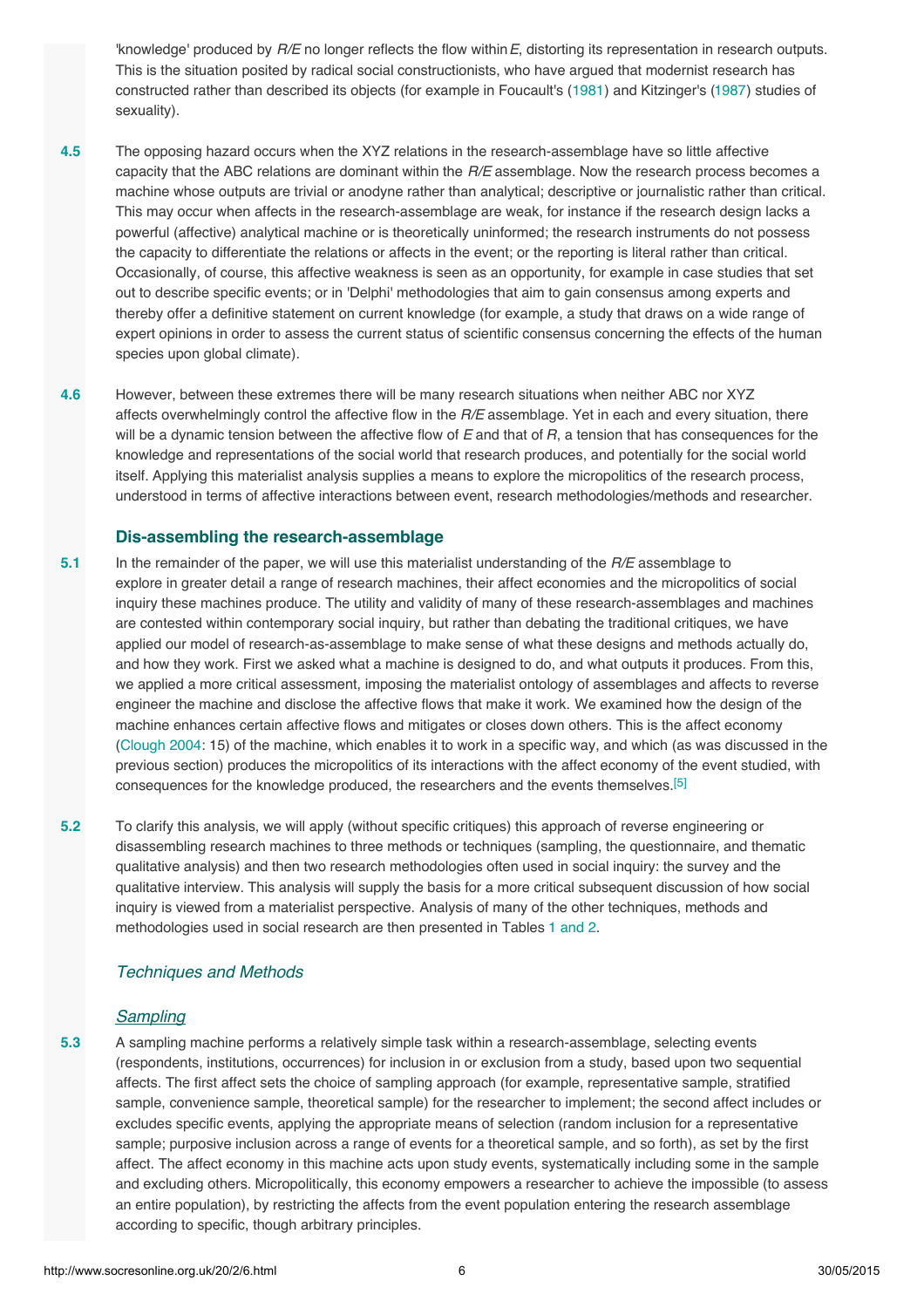'knowledge' produced by *R/E* no longer reflects the flow within *E*, distorting its representation in research outputs. This is the situation posited by radical social constructionists, who have argued that modernist research has constructed rather than described its objects (for example in Foucault's (1981) and Kitzinger's (1987) studies of sexuality).

4.5 The opposing hazard occurs when the XYZ relations in the research-assemblage have so little affective capacity that the ABC relations are dominant within the *R/E* assemblage. Now the research process becomes a machine whose outputs are trivial or anodyne rather than analytical; descriptive or journalistic rather than critical. This may occur when affects in the research-assemblage are weak, for instance if the research design lacks a powerful (affective) analytical machine or is theoretically uninformed; the research instruments do not possess the capacity to differentiate the relations or affects in the event; or the reporting is literal rather than critical. Occasionally, of course, this affective weakness is seen as an opportunity, for example in case studies that set out to describe specific events; or in 'Delphi' methodologies that aim to gain consensus among experts and thereby offer a definitive statement on current knowledge (for example, a study that draws on a wide range of expert opinions in order to assess the current status of scientific consensus concerning the effects of the human species upon global climate).

4.6 However, between these extremes there will be many research situations when neither ABC nor XYZ affects overwhelmingly control the affective flow in the *R/E* assemblage. Yet in each and every situation, there will be a dynamic tension between the affective flow of *E* and that of *R*, a tension that has consequences for the knowledge and representations of the social world that research produces, and potentially for the social world itself. Applying this materialist analysis supplies a means to explore the micropolitics of the research process, understood in terms of affective interactions between event, research methodologies/methods and researcher.

## Dis-assembling the research-assemblage

5.1 In the remainder of the paper, we will use this materialist understanding of the *R/E* assemblage to explore in greater detail a range of research machines, their affect economies and the micropolitics of social inquiry these machines produce. The utility and validity of many of these research-assemblages and machines are contested within contemporary social inquiry, but rather than debating the traditional critiques, we have applied our model of research-as-assemblage to make sense of what these designs and methods actually do, and how they work. First we asked what a machine is designed to do, and what outputs it produces. From this, we applied a more critical assessment, imposing the materialist ontology of assemblages and affects to reverse engineer the machine and disclose the affective flows that make it work. We examined how the design of the machine enhances certain affective flows and mitigates or closes down others. This is the affect economy (Clough 2004: 15) of the machine, which enables it to work in a specific way, and which (as was discussed in the previous section) produces the micropolitics of its interactions with the affect economy of the event studied, with consequences for the knowledge produced, the researchers and the events themselves.[5]

5.2 To clarify this analysis, we will apply (without specific critiques) this approach of reverse engineering or disassembling research machines to three methods or techniques (sampling, the questionnaire, and thematic qualitative analysis) and then two research methodologies often used in social inquiry: the survey and the qualitative interview. This analysis will supply the basis for a more critical subsequent discussion of how social inquiry is viewed from a materialist perspective. Analysis of many of the other techniques, methods and methodologies used in social research are then presented in Tables 1 and 2.

### *Techniques and Methods*

#### *Sampling*

5.3 A sampling machine performs a relatively simple task within a research-assemblage, selecting events (respondents, institutions, occurrences) for inclusion in or exclusion from a study, based upon two sequential affects. The first affect sets the choice of sampling approach (for example, representative sample, stratified sample, convenience sample, theoretical sample) for the researcher to implement; the second affect includes or excludes specific events, applying the appropriate means of selection (random inclusion for a representative sample; purposive inclusion across a range of events for a theoretical sample, and so forth), as set by the first affect. The affect economy in this machine acts upon study events, systematically including some in the sample and excluding others. Micropolitically, this economy empowers a researcher to achieve the impossible (to assess an entire population), by restricting the affects from the event population entering the research assemblage according to specific, though arbitrary principles.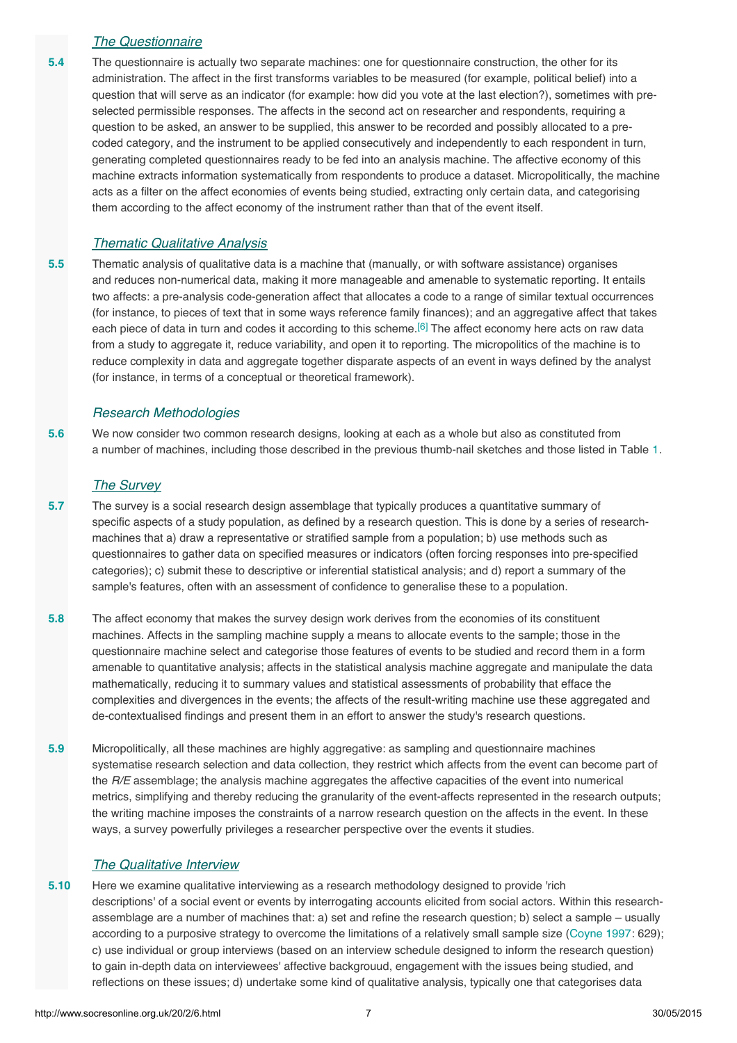### *The Questionnaire*

**5.4** The questionnaire is actually two separate machines: one for questionnaire construction, the other for its administration. The affect in the first transforms variables to be measured (for example, political belief) into a question that will serve as an indicator (for example: how did you vote at the last election?), sometimes with pre-selected permissible responses. The affects in the second act on researcher and respondents, requiring a question to be asked, an answer to be supplied, this answer to be recorded and possibly allocated to a pre-coded category, and the instrument to be applied consecutively and independently to each respondent in turn, generating completed questionnaires ready to be fed into an analysis machine. The affective economy of this machine extracts information systematically from respondents to produce a dataset. Micropolitically, the machine acts as a filter on the affect economies of events being studied, extracting only certain data, and categorising them according to the affect economy of the instrument rather than that of the event itself.

### *Thematic Qualitative Analysis*

**5.5** Thematic analysis of qualitative data is a machine that (manually, or with software assistance) organises and reduces non-numerical data, making it more manageable and amenable to systematic reporting. It entails two affects: a pre-analysis code-generation affect that allocates a code to a range of similar textual occurrences (for instance, to pieces of text that in some ways reference family finances); and an aggregative affect that takes each piece of data in turn and codes it according to this scheme.[6] The affect economy here acts on raw data from a study to aggregate it, reduce variability, and open it to reporting. The micropolitics of the machine is to reduce complexity in data and aggregate together disparate aspects of an event in ways defined by the analyst (for instance, in terms of a conceptual or theoretical framework).

### *Research Methodologies*

**5.6** We now consider two common research designs, looking at each as a whole but also as constituted from a number of machines, including those described in the previous thumb-nail sketches and those listed in Table 1.

### *The Survey*

**5.7** The survey is a social research design assemblage that typically produces a quantitative summary of specific aspects of a study population, as defined by a research question. This is done by a series of research-machines that a) draw a representative or stratified sample from a population; b) use methods such as questionnaires to gather data on specified measures or indicators (often forcing responses into pre-specified categories); c) submit these to descriptive or inferential statistical analysis; and d) report a summary of the sample's features, often with an assessment of confidence to generalise these to a population.

**5.8** The affect economy that makes the survey design work derives from the economies of its constituent machines. Affects in the sampling machine supply a means to allocate events to the sample; those in the questionnaire machine select and categorise those features of events to be studied and record them in a form amenable to quantitative analysis; affects in the statistical analysis machine aggregate and manipulate the data mathematically, reducing it to summary values and statistical assessments of probability that efface the complexities and divergences in the events; the affects of the result-writing machine use these aggregated and de-contextualised findings and present them in an effort to answer the study's research questions.

**5.9** Micropolitically, all these machines are highly aggregative: as sampling and questionnaire machines systematise research selection and data collection, they restrict which affects from the event can become part of the *R/E* assemblage; the analysis machine aggregates the affective capacities of the event into numerical metrics, simplifying and thereby reducing the granularity of the event-affects represented in the research outputs; the writing machine imposes the constraints of a narrow research question on the affects in the event. In these ways, a survey powerfully privileges a researcher perspective over the events it studies.

### *The Qualitative Interview*

**5.10** Here we examine qualitative interviewing as a research methodology designed to provide 'rich descriptions' of a social event or events by interrogating accounts elicited from social actors. Within this research-assemblage are a number of machines that: a) set and refine the research question; b) select a sample – usually according to a purposive strategy to overcome the limitations of a relatively small sample size (Coyne 1997: 629); c) use individual or group interviews (based on an interview schedule designed to inform the research question) to gain in-depth data on interviewees' affective backgrouud, engagement with the issues being studied, and reflections on these issues; d) undertake some kind of qualitative analysis, typically one that categorises data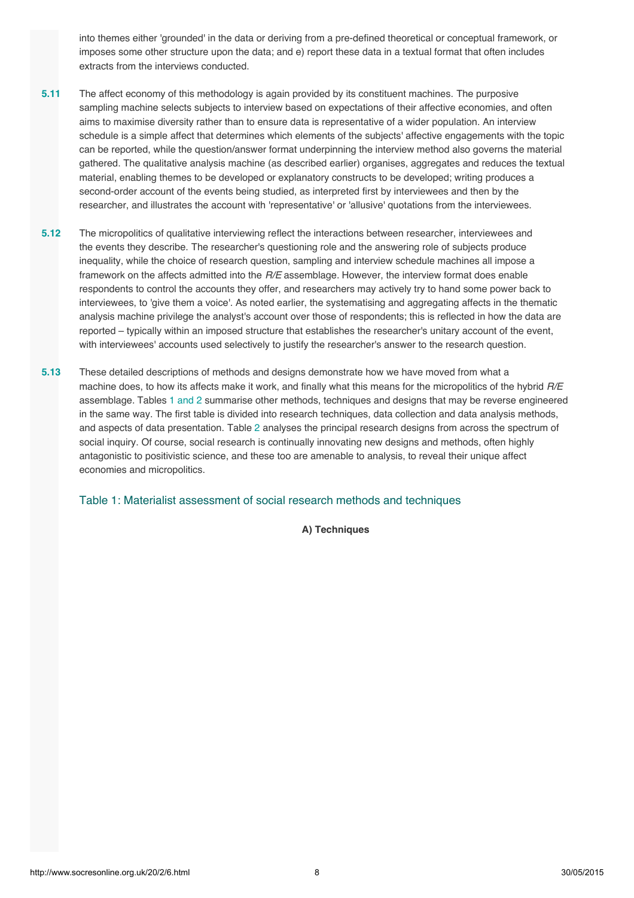into themes either 'grounded' in the data or deriving from a pre-defined theoretical or conceptual framework, or imposes some other structure upon the data; and e) report these data in a textual format that often includes extracts from the interviews conducted.

**5.11** The affect economy of this methodology is again provided by its constituent machines. The purposive sampling machine selects subjects to interview based on expectations of their affective economies, and often aims to maximise diversity rather than to ensure data is representative of a wider population. An interview schedule is a simple affect that determines which elements of the subjects' affective engagements with the topic can be reported, while the question/answer format underpinning the interview method also governs the material gathered. The qualitative analysis machine (as described earlier) organises, aggregates and reduces the textual material, enabling themes to be developed or explanatory constructs to be developed; writing produces a second-order account of the events being studied, as interpreted first by interviewees and then by the researcher, and illustrates the account with 'representative' or 'allusive' quotations from the interviewees.

**5.12** The micropolitics of qualitative interviewing reflect the interactions between researcher, interviewees and the events they describe. The researcher's questioning role and the answering role of subjects produce inequality, while the choice of research question, sampling and interview schedule machines all impose a framework on the affects admitted into the *R/E* assemblage. However, the interview format does enable respondents to control the accounts they offer, and researchers may actively try to hand some power back to interviewees, to 'give them a voice'. As noted earlier, the systematising and aggregating affects in the thematic analysis machine privilege the analyst's account over those of respondents; this is reflected in how the data are reported – typically within an imposed structure that establishes the researcher's unitary account of the event, with interviewees' accounts used selectively to justify the researcher's answer to the research question.

**5.13** These detailed descriptions of methods and designs demonstrate how we have moved from what a machine does, to how its affects make it work, and finally what this means for the micropolitics of the hybrid *R/E* assemblage. Tables 1 and 2 summarise other methods, techniques and designs that may be reverse engineered in the same way. The first table is divided into research techniques, data collection and data analysis methods, and aspects of data presentation. Table 2 analyses the principal research designs from across the spectrum of social inquiry. Of course, social research is continually innovating new designs and methods, often highly antagonistic to positivistic science, and these too are amenable to analysis, to reveal their unique affect economies and micropolitics.

### Table 1: Materialist assessment of social research methods and techniques

**A) Techniques**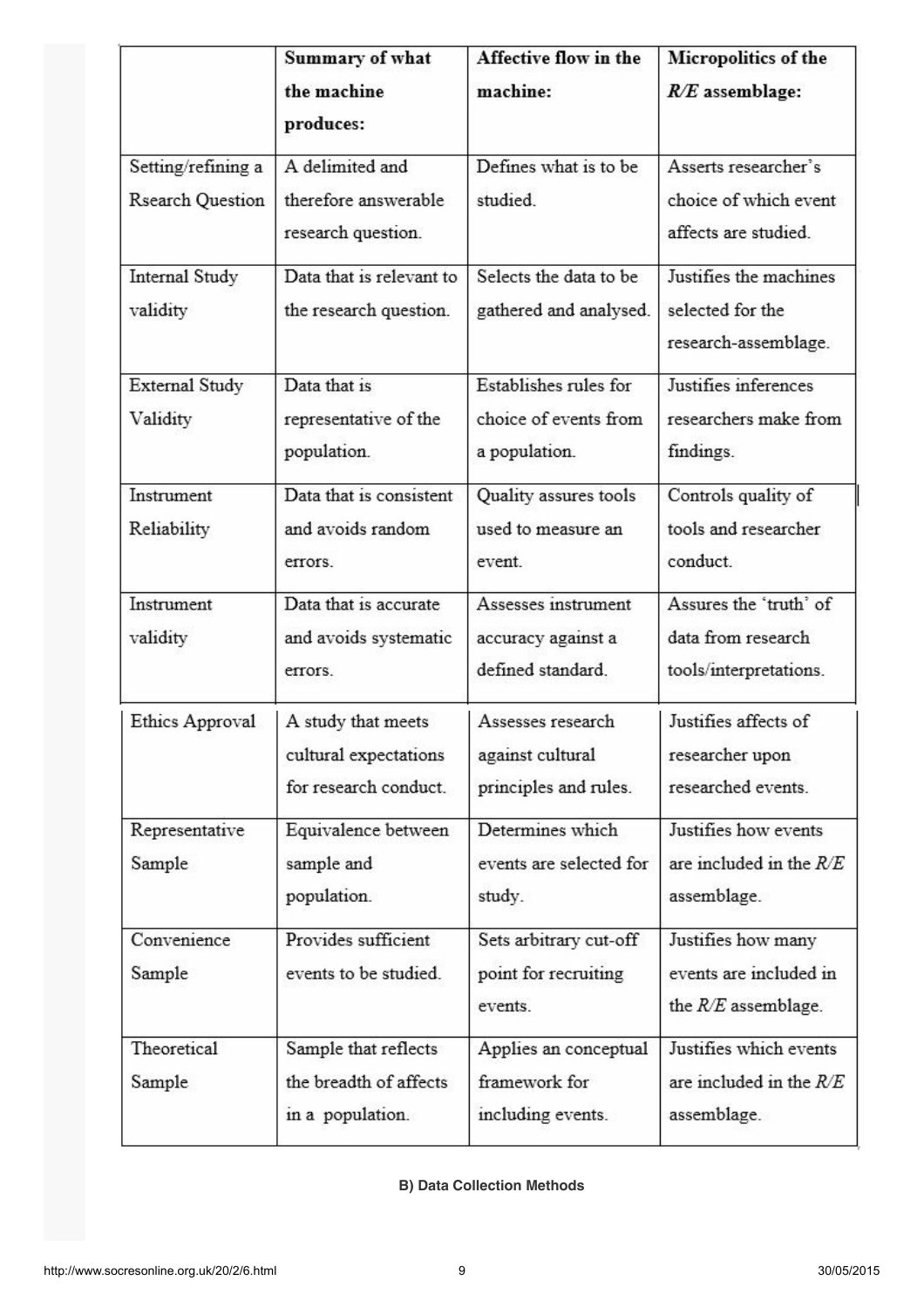| | Summary of what the machine produces: | Affective flow in the machine: | Micropolitics of the *R/E* assemblage: |
|---|---|---|---|
| Setting/refining a Rsearch Question | A delimited and therefore answerable research question. | Defines what is to be studied. | Asserts researcher's choice of which event affects are studied. |
| Internal Study validity | Data that is relevant to the research question. | Selects the data to be gathered and analysed. | Justifies the machines selected for the research-assemblage. |
| External Study Validity | Data that is representative of the population. | Establishes rules for choice of events from a population. | Justifies inferences researchers make from findings. |
| Instrument Reliability | Data that is consistent and avoids random errors. | Quality assures tools used to measure an event. | Controls quality of tools and researcher conduct. |
| Instrument validity | Data that is accurate and avoids systematic errors. | Assesses instrument accuracy against a defined standard. | Assures the 'truth' of data from research tools/interpretations. |
| Ethics Approval | A study that meets cultural expectations for research conduct. | Assesses research against cultural principles and rules. | Justifies affects of researcher upon researched events. |
| Representative Sample | Equivalence between sample and population. | Determines which events are selected for study. | Justifies how events are included in the *R/E* assemblage. |
| Convenience Sample | Provides sufficient events to be studied. | Sets arbitrary cut-off point for recruiting events. | Justifies how many events are included in the *R/E* assemblage. |
| Theoretical Sample | Sample that reflects the breadth of affects in a population. | Applies an conceptual framework for including events. | Justifies which events are included in the *R/E* assemblage. |

**B) Data Collection Methods**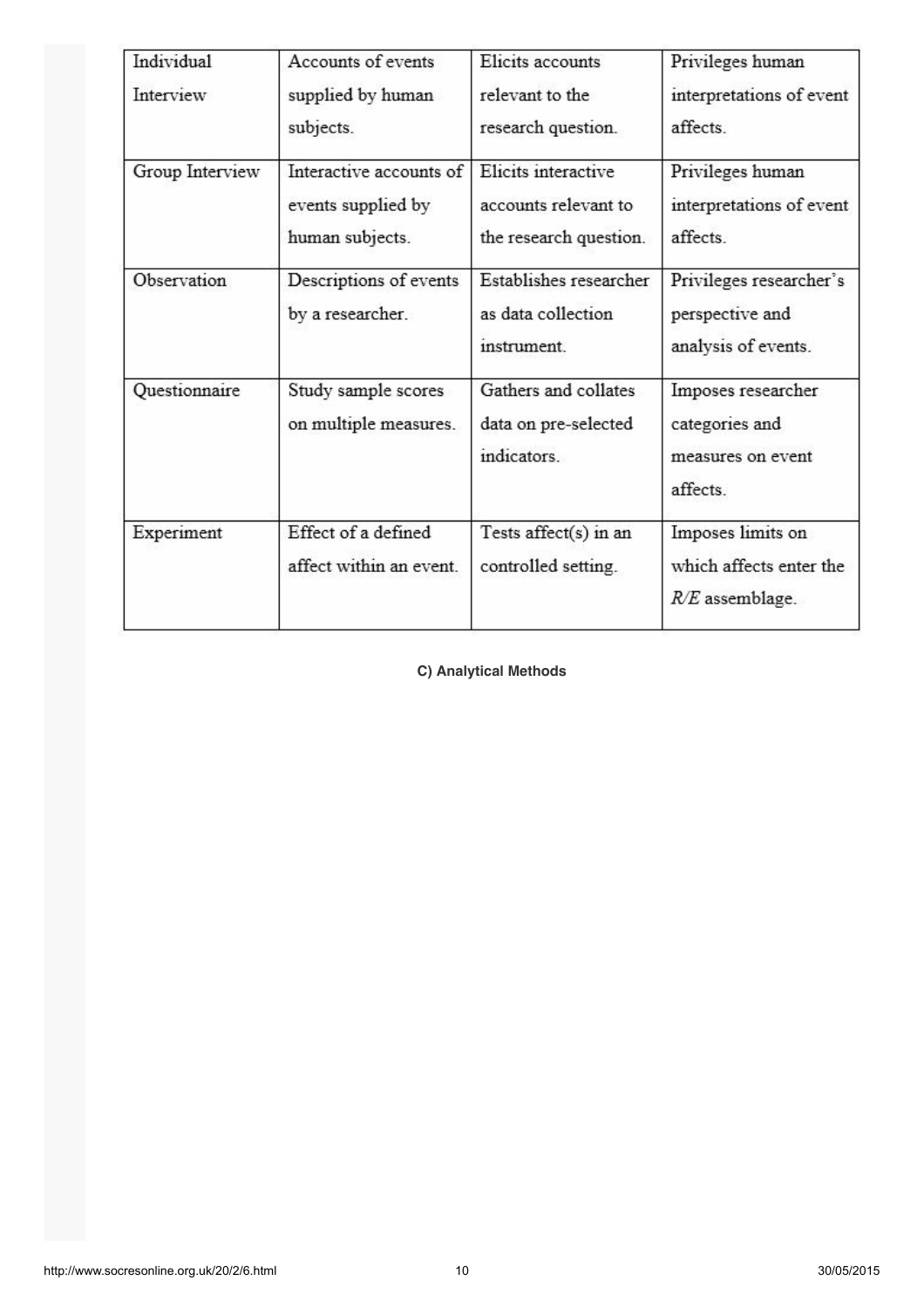| Individual Interview | Accounts of events supplied by human subjects. | Elicits accounts relevant to the research question. | Privileges human interpretations of event affects. |
|---|---|---|---|
| Group Interview | Interactive accounts of events supplied by human subjects. | Elicits interactive accounts relevant to the research question. | Privileges human interpretations of event affects. |
| Observation | Descriptions of events by a researcher. | Establishes researcher as data collection instrument. | Privileges researcher's perspective and analysis of events. |
| Questionnaire | Study sample scores on multiple measures. | Gathers and collates data on pre-selected indicators. | Imposes researcher categories and measures on event affects. |
| Experiment | Effect of a defined affect within an event. | Tests affect(s) in an controlled setting. | Imposes limits on which affects enter the *R/E* assemblage. |

**C) Analytical Methods**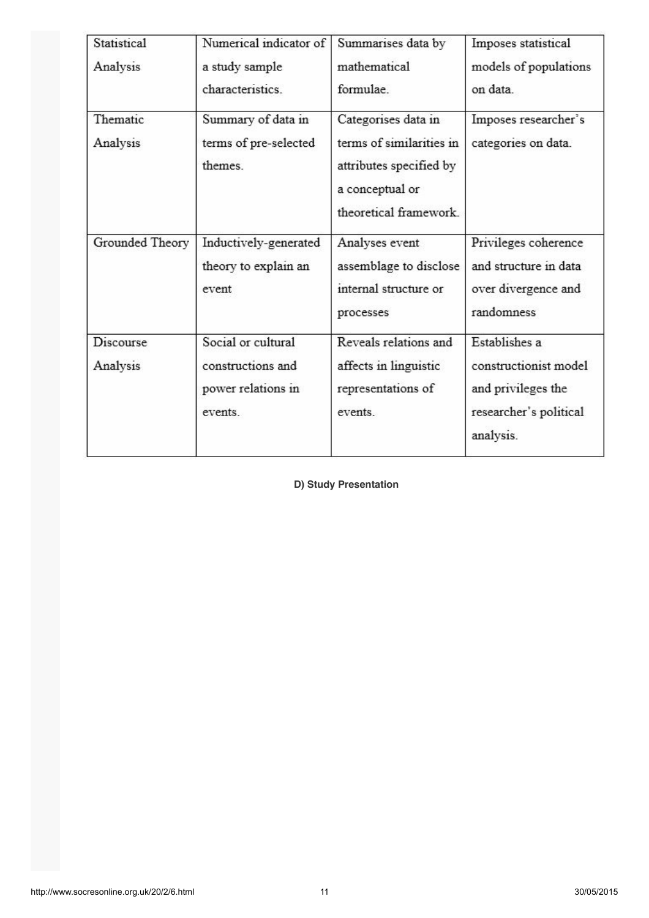| Statistical Analysis | Numerical indicator of a study sample characteristics. | Summarises data by mathematical formulae. | Imposes statistical models of populations on data. |
|---|---|---|---|
| Thematic Analysis | Summary of data in terms of pre-selected themes. | Categorises data in terms of similarities in attributes specified by a conceptual or theoretical framework. | Imposes researcher's categories on data. |
| Grounded Theory | Inductively-generated theory to explain an event | Analyses event assemblage to disclose internal structure or processes | Privileges coherence and structure in data over divergence and randomness |
| Discourse Analysis | Social or cultural constructions and power relations in events. | Reveals relations and affects in linguistic representations of events. | Establishes a constructionist model and privileges the researcher's political analysis. |

**D) Study Presentation**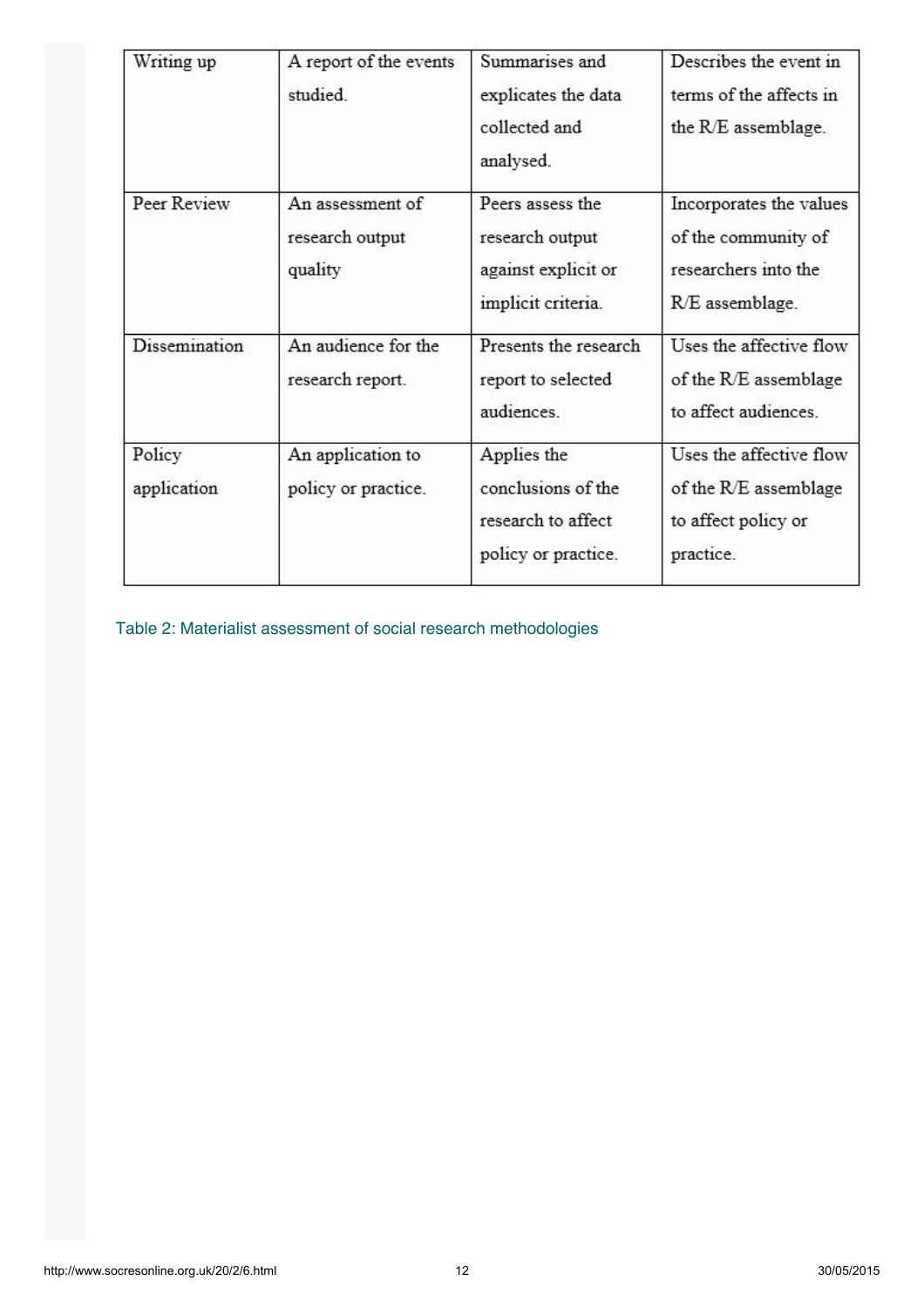| | | | |
|---|---|---|---|
| Writing up | A report of the events studied. | Summarises and explicates the data collected and analysed. | Describes the event in terms of the affects in the R/E assemblage. |
| Peer Review | An assessment of research output quality | Peers assess the research output against explicit or implicit criteria. | Incorporates the values of the community of researchers into the R/E assemblage. |
| Dissemination | An audience for the research report. | Presents the research report to selected audiences. | Uses the affective flow of the R/E assemblage to affect audiences. |
| Policy application | An application to policy or practice. | Applies the conclusions of the research to affect policy or practice. | Uses the affective flow of the R/E assemblage to affect policy or practice. |

Table 2: Materialist assessment of social research methodologies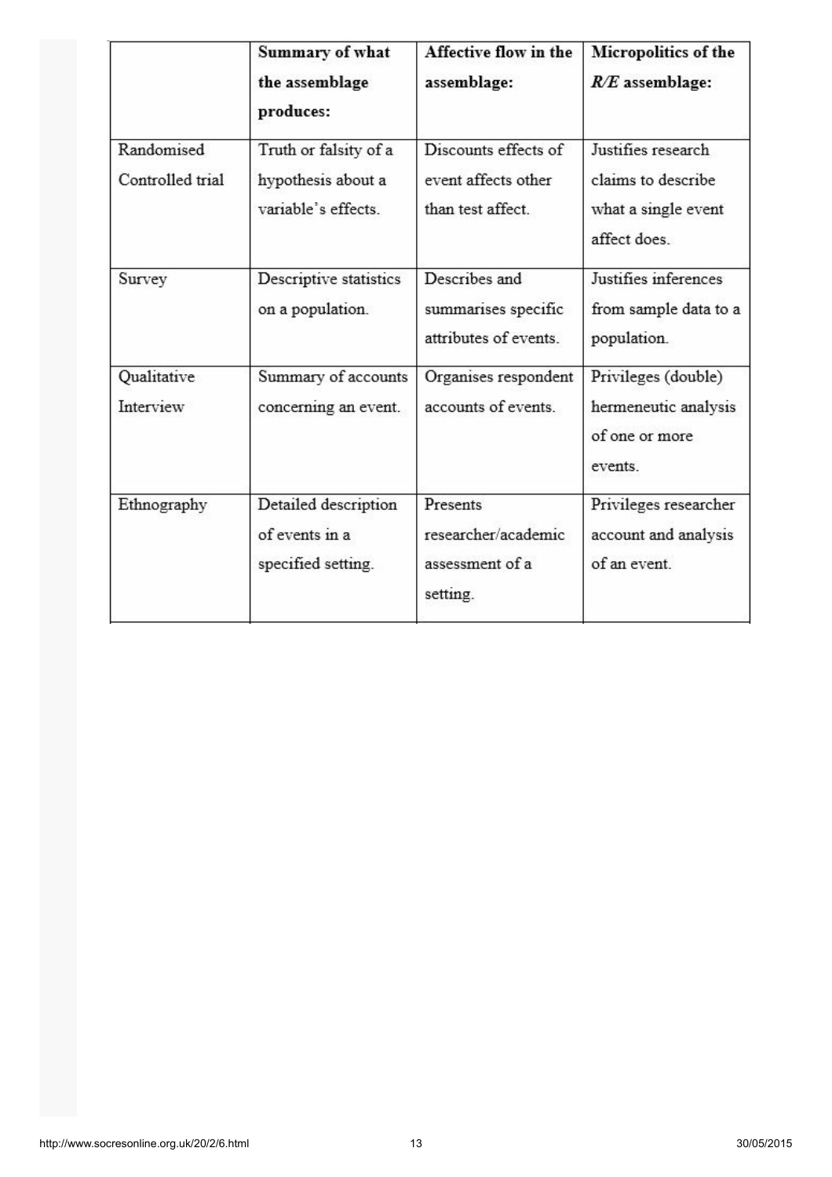| | **Summary of what the assemblage produces:** | **Affective flow in the assemblage:** | **Micropolitics of the *R/E* assemblage:** |
|---|---|---|---|
| Randomised Controlled trial | Truth or falsity of a hypothesis about a variable's effects. | Discounts effects of event affects other than test affect. | Justifies research claims to describe what a single event affect does. |
| Survey | Descriptive statistics on a population. | Describes and summarises specific attributes of events. | Justifies inferences from sample data to a population. |
| Qualitative Interview | Summary of accounts concerning an event. | Organises respondent accounts of events. | Privileges (double) hermeneutic analysis of one or more events. |
| Ethnography | Detailed description of events in a specified setting. | Presents researcher/academic assessment of a setting. | Privileges researcher account and analysis of an event. |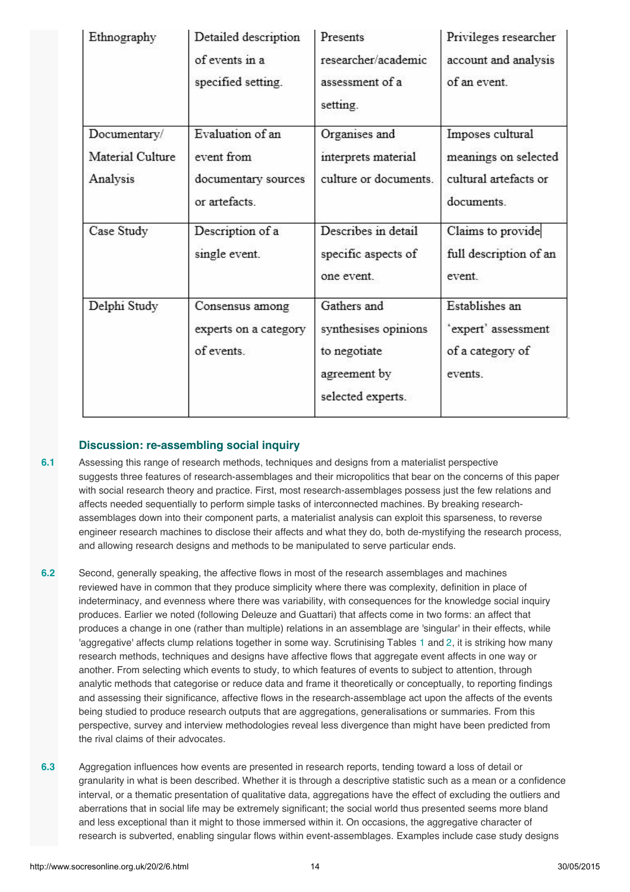| | | | |
|---|---|---|---|
| Ethnography | Detailed description of events in a specified setting. | Presents researcher/academic assessment of a setting. | Privileges researcher account and analysis of an event. |
| Documentary/ Material Culture Analysis | Evaluation of an event from documentary sources or artefacts. | Organises and interprets material culture or documents. | Imposes cultural meanings on selected cultural artefacts or documents. |
| Case Study | Description of a single event. | Describes in detail specific aspects of one event. | Claims to provide full description of an event. |
| Delphi Study | Consensus among experts on a category of events. | Gathers and synthesises opinions to negotiate agreement by selected experts. | Establishes an 'expert' assessment of a category of events. |

## Discussion: re-assembling social inquiry

6.1 Assessing this range of research methods, techniques and designs from a materialist perspective suggests three features of research-assemblages and their micropolitics that bear on the concerns of this paper with social research theory and practice. First, most research-assemblages possess just the few relations and affects needed sequentially to perform simple tasks of interconnected machines. By breaking research-assemblages down into their component parts, a materialist analysis can exploit this sparseness, to reverse engineer research machines to disclose their affects and what they do, both de-mystifying the research process, and allowing research designs and methods to be manipulated to serve particular ends.

6.2 Second, generally speaking, the affective flows in most of the research assemblages and machines reviewed have in common that they produce simplicity where there was complexity, definition in place of indeterminacy, and evenness where there was variability, with consequences for the knowledge social inquiry produces. Earlier we noted (following Deleuze and Guattari) that affects come in two forms: an affect that produces a change in one (rather than multiple) relations in an assemblage are 'singular' in their effects, while 'aggregative' affects clump relations together in some way. Scrutinising Tables 1 and 2, it is striking how many research methods, techniques and designs have affective flows that aggregate event affects in one way or another. From selecting which events to study, to which features of events to subject to attention, through analytic methods that categorise or reduce data and frame it theoretically or conceptually, to reporting findings and assessing their significance, affective flows in the research-assemblage act upon the affects of the events being studied to produce research outputs that are aggregations, generalisations or summaries. From this perspective, survey and interview methodologies reveal less divergence than might have been predicted from the rival claims of their advocates.

6.3 Aggregation influences how events are presented in research reports, tending toward a loss of detail or granularity in what is been described. Whether it is through a descriptive statistic such as a mean or a confidence interval, or a thematic presentation of qualitative data, aggregations have the effect of excluding the outliers and aberrations that in social life may be extremely significant; the social world thus presented seems more bland and less exceptional than it might to those immersed within it. On occasions, the aggregative character of research is subverted, enabling singular flows within event-assemblages. Examples include case study designs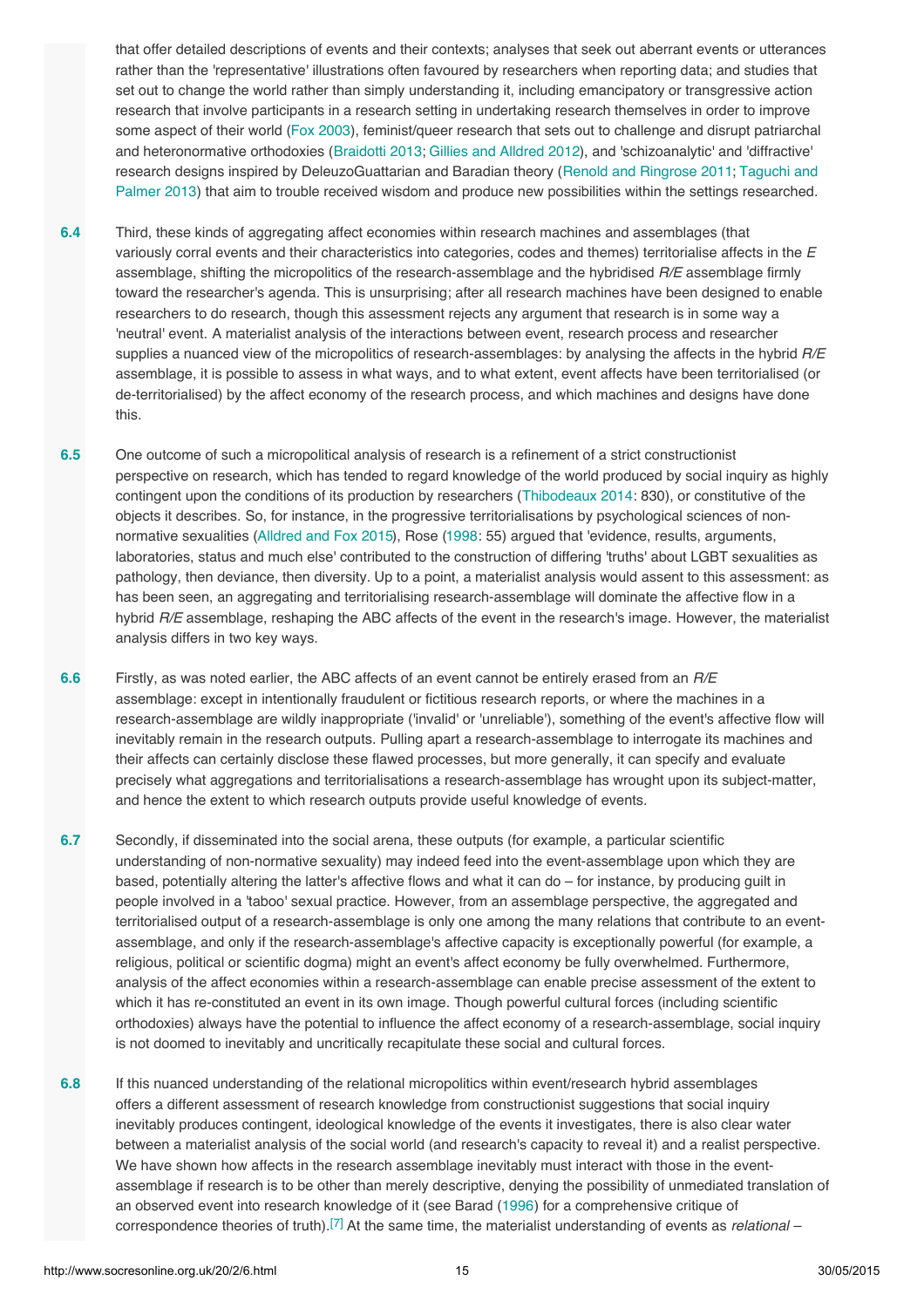that offer detailed descriptions of events and their contexts; analyses that seek out aberrant events or utterances rather than the 'representative' illustrations often favoured by researchers when reporting data; and studies that set out to change the world rather than simply understanding it, including emancipatory or transgressive action research that involve participants in a research setting in undertaking research themselves in order to improve some aspect of their world (Fox 2003), feminist/queer research that sets out to challenge and disrupt patriarchal and heteronormative orthodoxies (Braidotti 2013; Gillies and Alldred 2012), and 'schizoanalytic' and 'diffractive' research designs inspired by DeleuzoGuattarian and Baradian theory (Renold and Ringrose 2011; Taguchi and Palmer 2013) that aim to trouble received wisdom and produce new possibilities within the settings researched.

**6.4** Third, these kinds of aggregating affect economies within research machines and assemblages (that variously corral events and their characteristics into categories, codes and themes) territorialise affects in the *E* assemblage, shifting the micropolitics of the research-assemblage and the hybridised *R/E* assemblage firmly toward the researcher's agenda. This is unsurprising; after all research machines have been designed to enable researchers to do research, though this assessment rejects any argument that research is in some way a 'neutral' event. A materialist analysis of the interactions between event, research process and researcher supplies a nuanced view of the micropolitics of research-assemblages: by analysing the affects in the hybrid *R/E* assemblage, it is possible to assess in what ways, and to what extent, event affects have been territorialised (or de-territorialised) by the affect economy of the research process, and which machines and designs have done this.

**6.5** One outcome of such a micropolitical analysis of research is a refinement of a strict constructionist perspective on research, which has tended to regard knowledge of the world produced by social inquiry as highly contingent upon the conditions of its production by researchers (Thibodeaux 2014: 830), or constitutive of the objects it describes. So, for instance, in the progressive territorialisations by psychological sciences of non-normative sexualities (Alldred and Fox 2015), Rose (1998: 55) argued that 'evidence, results, arguments, laboratories, status and much else' contributed to the construction of differing 'truths' about LGBT sexualities as pathology, then deviance, then diversity. Up to a point, a materialist analysis would assent to this assessment: as has been seen, an aggregating and territorialising research-assemblage will dominate the affective flow in a hybrid *R/E* assemblage, reshaping the ABC affects of the event in the research's image. However, the materialist analysis differs in two key ways.

**6.6** Firstly, as was noted earlier, the ABC affects of an event cannot be entirely erased from an *R/E* assemblage: except in intentionally fraudulent or fictitious research reports, or where the machines in a research-assemblage are wildly inappropriate ('invalid' or 'unreliable'), something of the event's affective flow will inevitably remain in the research outputs. Pulling apart a research-assemblage to interrogate its machines and their affects can certainly disclose these flawed processes, but more generally, it can specify and evaluate precisely what aggregations and territorialisations a research-assemblage has wrought upon its subject-matter, and hence the extent to which research outputs provide useful knowledge of events.

**6.7** Secondly, if disseminated into the social arena, these outputs (for example, a particular scientific understanding of non-normative sexuality) may indeed feed into the event-assemblage upon which they are based, potentially altering the latter's affective flows and what it can do – for instance, by producing guilt in people involved in a 'taboo' sexual practice. However, from an assemblage perspective, the aggregated and territorialised output of a research-assemblage is only one among the many relations that contribute to an event-assemblage, and only if the research-assemblage's affective capacity is exceptionally powerful (for example, a religious, political or scientific dogma) might an event's affect economy be fully overwhelmed. Furthermore, analysis of the affect economies within a research-assemblage can enable precise assessment of the extent to which it has re-constituted an event in its own image. Though powerful cultural forces (including scientific orthodoxies) always have the potential to influence the affect economy of a research-assemblage, social inquiry is not doomed to inevitably and uncritically recapitulate these social and cultural forces.

**6.8** If this nuanced understanding of the relational micropolitics within event/research hybrid assemblages offers a different assessment of research knowledge from constructionist suggestions that social inquiry inevitably produces contingent, ideological knowledge of the events it investigates, there is also clear water between a materialist analysis of the social world (and research's capacity to reveal it) and a realist perspective. We have shown how affects in the research assemblage inevitably must interact with those in the event-assemblage if research is to be other than merely descriptive, denying the possibility of unmediated translation of an observed event into research knowledge of it (see Barad (1996) for a comprehensive critique of correspondence theories of truth).[7] At the same time, the materialist understanding of events as *relational* –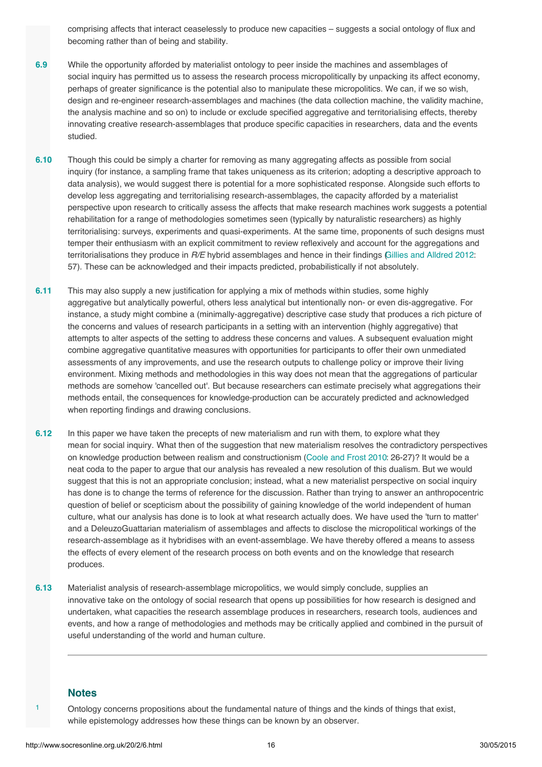comprising affects that interact ceaselessly to produce new capacities – suggests a social ontology of flux and becoming rather than of being and stability.

**6.9** While the opportunity afforded by materialist ontology to peer inside the machines and assemblages of social inquiry has permitted us to assess the research process micropolitically by unpacking its affect economy, perhaps of greater significance is the potential also to manipulate these micropolitics. We can, if we so wish, design and re-engineer research-assemblages and machines (the data collection machine, the validity machine, the analysis machine and so on) to include or exclude specified aggregative and territorialising effects, thereby innovating creative research-assemblages that produce specific capacities in researchers, data and the events studied.

**6.10** Though this could be simply a charter for removing as many aggregating affects as possible from social inquiry (for instance, a sampling frame that takes uniqueness as its criterion; adopting a descriptive approach to data analysis), we would suggest there is potential for a more sophisticated response. Alongside such efforts to develop less aggregating and territorialising research-assemblages, the capacity afforded by a materialist perspective upon research to critically assess the affects that make research machines work suggests a potential rehabilitation for a range of methodologies sometimes seen (typically by naturalistic researchers) as highly territorialising: surveys, experiments and quasi-experiments. At the same time, proponents of such designs must temper their enthusiasm with an explicit commitment to review reflexively and account for the aggregations and territorialisations they produce in *R/E* hybrid assemblages and hence in their findings (Gillies and Alldred 2012: 57). These can be acknowledged and their impacts predicted, probabilistically if not absolutely.

**6.11** This may also supply a new justification for applying a mix of methods within studies, some highly aggregative but analytically powerful, others less analytical but intentionally non- or even dis-aggregative. For instance, a study might combine a (minimally-aggregative) descriptive case study that produces a rich picture of the concerns and values of research participants in a setting with an intervention (highly aggregative) that attempts to alter aspects of the setting to address these concerns and values. A subsequent evaluation might combine aggregative quantitative measures with opportunities for participants to offer their own unmediated assessments of any improvements, and use the research outputs to challenge policy or improve their living environment. Mixing methods and methodologies in this way does not mean that the aggregations of particular methods are somehow 'cancelled out'. But because researchers can estimate precisely what aggregations their methods entail, the consequences for knowledge-production can be accurately predicted and acknowledged when reporting findings and drawing conclusions.

**6.12** In this paper we have taken the precepts of new materialism and run with them, to explore what they mean for social inquiry. What then of the suggestion that new materialism resolves the contradictory perspectives on knowledge production between realism and constructionism (Coole and Frost 2010: 26-27)? It would be a neat coda to the paper to argue that our analysis has revealed a new resolution of this dualism. But we would suggest that this is not an appropriate conclusion; instead, what a new materialist perspective on social inquiry has done is to change the terms of reference for the discussion. Rather than trying to answer an anthropocentric question of belief or scepticism about the possibility of gaining knowledge of the world independent of human culture, what our analysis has done is to look at what research actually does. We have used the 'turn to matter' and a DeleuzoGuattarian materialism of assemblages and affects to disclose the micropolitical workings of the research-assemblage as it hybridises with an event-assemblage. We have thereby offered a means to assess the effects of every element of the research process on both events and on the knowledge that research produces.

**6.13** Materialist analysis of research-assemblage micropolitics, we would simply conclude, supplies an innovative take on the ontology of social research that opens up possibilities for how research is designed and undertaken, what capacities the research assemblage produces in researchers, research tools, audiences and events, and how a range of methodologies and methods may be critically applied and combined in the pursuit of useful understanding of the world and human culture.

---

## Notes

1 Ontology concerns propositions about the fundamental nature of things and the kinds of things that exist, while epistemology addresses how these things can be known by an observer.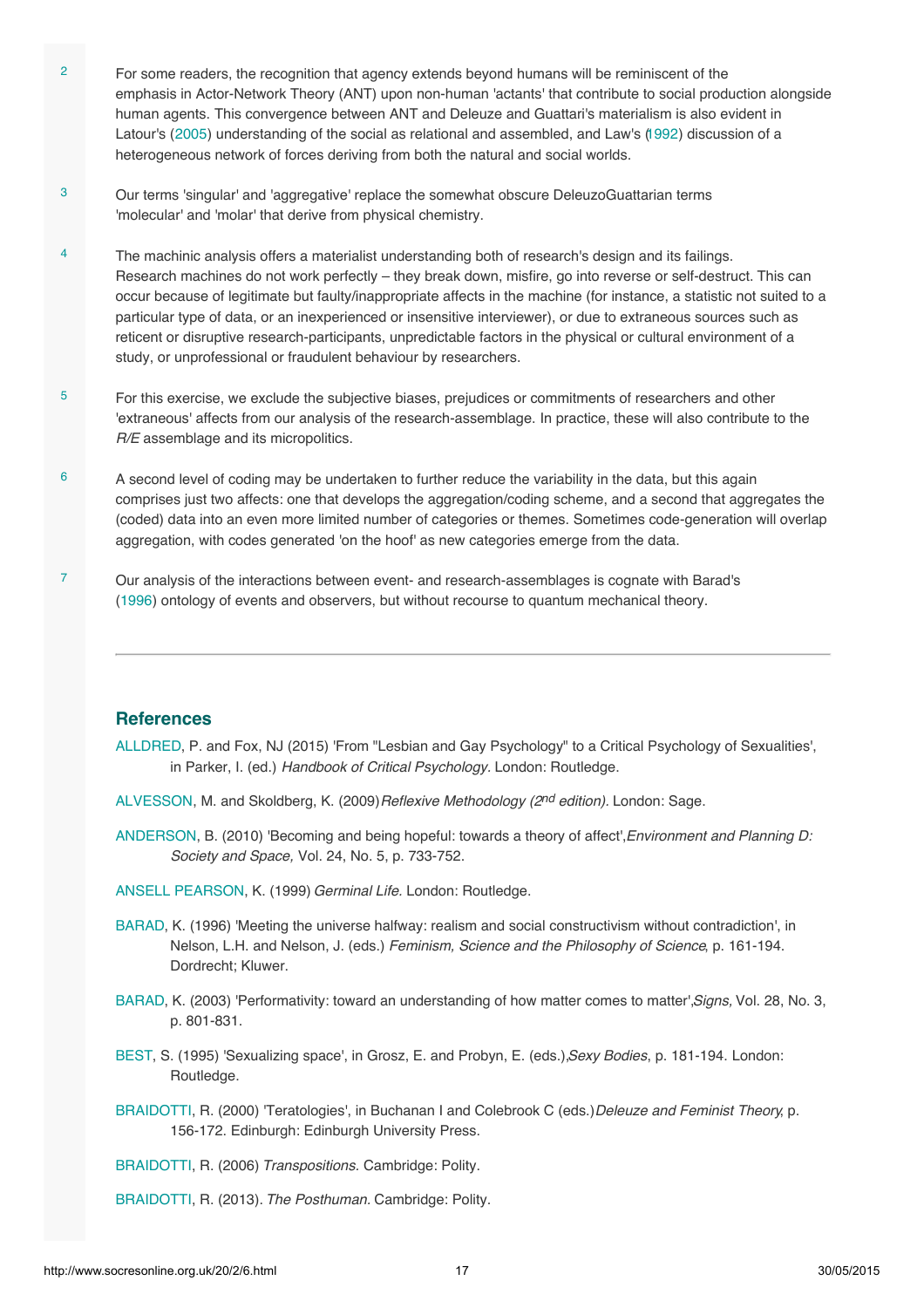2 For some readers, the recognition that agency extends beyond humans will be reminiscent of the emphasis in Actor-Network Theory (ANT) upon non-human 'actants' that contribute to social production alongside human agents. This convergence between ANT and Deleuze and Guattari's materialism is also evident in Latour's (2005) understanding of the social as relational and assembled, and Law's (1992) discussion of a heterogeneous network of forces deriving from both the natural and social worlds.

3 Our terms 'singular' and 'aggregative' replace the somewhat obscure DeleuzoGuattarian terms 'molecular' and 'molar' that derive from physical chemistry.

4 The machinic analysis offers a materialist understanding both of research's design and its failings. Research machines do not work perfectly – they break down, misfire, go into reverse or self-destruct. This can occur because of legitimate but faulty/inappropriate affects in the machine (for instance, a statistic not suited to a particular type of data, or an inexperienced or insensitive interviewer), or due to extraneous sources such as reticent or disruptive research-participants, unpredictable factors in the physical or cultural environment of a study, or unprofessional or fraudulent behaviour by researchers.

5 For this exercise, we exclude the subjective biases, prejudices or commitments of researchers and other 'extraneous' affects from our analysis of the research-assemblage. In practice, these will also contribute to the *R/E* assemblage and its micropolitics.

6 A second level of coding may be undertaken to further reduce the variability in the data, but this again comprises just two affects: one that develops the aggregation/coding scheme, and a second that aggregates the (coded) data into an even more limited number of categories or themes. Sometimes code-generation will overlap aggregation, with codes generated 'on the hoof' as new categories emerge from the data.

7 Our analysis of the interactions between event- and research-assemblages is cognate with Barad's (1996) ontology of events and observers, but without recourse to quantum mechanical theory.

---

## References

ALLDRED, P. and Fox, NJ (2015) 'From "Lesbian and Gay Psychology" to a Critical Psychology of Sexualities', in Parker, I. (ed.) *Handbook of Critical Psychology*. London: Routledge.

ALVESSON, M. and Skoldberg, K. (2009) *Reflexive Methodology (2nd edition)*. London: Sage.

ANDERSON, B. (2010) 'Becoming and being hopeful: towards a theory of affect', *Environment and Planning D: Society and Space,* Vol. 24, No. 5, p. 733-752.

ANSELL PEARSON, K. (1999) *Germinal Life*. London: Routledge.

BARAD, K. (1996) 'Meeting the universe halfway: realism and social constructivism without contradiction', in Nelson, L.H. and Nelson, J. (eds.) *Feminism, Science and the Philosophy of Science*, p. 161-194. Dordrecht; Kluwer.

BARAD, K. (2003) 'Performativity: toward an understanding of how matter comes to matter', *Signs,* Vol. 28, No. 3, p. 801-831.

BEST, S. (1995) 'Sexualizing space', in Grosz, E. and Probyn, E. (eds.), *Sexy Bodies*, p. 181-194. London: Routledge.

BRAIDOTTI, R. (2000) 'Teratologies', in Buchanan I and Colebrook C (eds.) *Deleuze and Feminist Theory*, p. 156-172. Edinburgh: Edinburgh University Press.

BRAIDOTTI, R. (2006) *Transpositions*. Cambridge: Polity.

BRAIDOTTI, R. (2013). *The Posthuman*. Cambridge: Polity.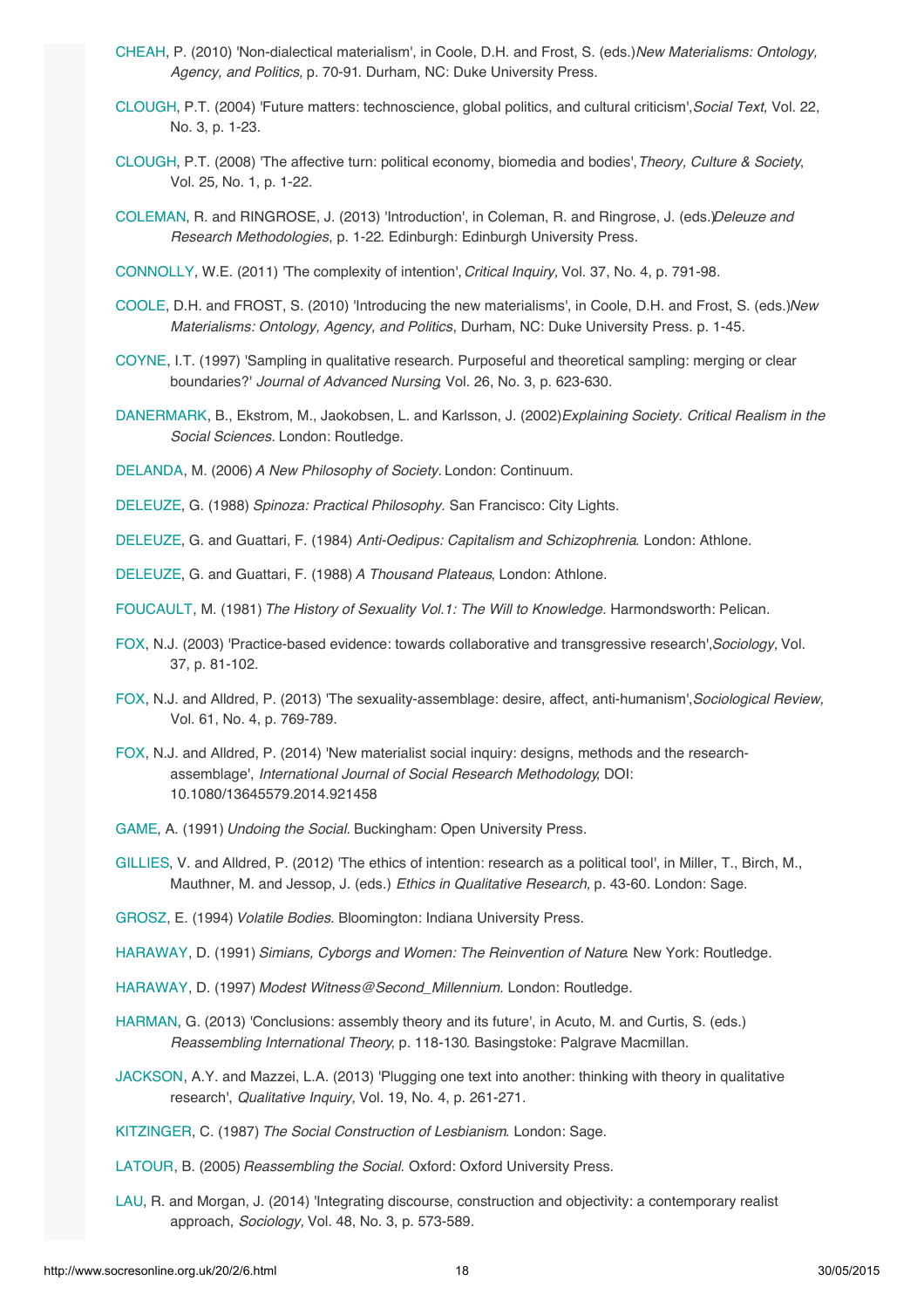CHEAH, P. (2010) 'Non-dialectical materialism', in Coole, D.H. and Frost, S. (eds.) *New Materialisms: Ontology, Agency, and Politics*, p. 70-91. Durham, NC: Duke University Press.

CLOUGH, P.T. (2004) 'Future matters: technoscience, global politics, and cultural criticism', *Social Text*, Vol. 22, No. 3, p. 1-23.

CLOUGH, P.T. (2008) 'The affective turn: political economy, biomedia and bodies', *Theory, Culture & Society*, Vol. 25, No. 1, p. 1-22.

COLEMAN, R. and RINGROSE, J. (2013) 'Introduction', in Coleman, R. and Ringrose, J. (eds.) *Deleuze and Research Methodologies*, p. 1-22. Edinburgh: Edinburgh University Press.

CONNOLLY, W.E. (2011) 'The complexity of intention', *Critical Inquiry*, Vol. 37, No. 4, p. 791-98.

COOLE, D.H. and FROST, S. (2010) 'Introducing the new materialisms', in Coole, D.H. and Frost, S. (eds.) *New Materialisms: Ontology, Agency, and Politics*, Durham, NC: Duke University Press. p. 1-45.

COYNE, I.T. (1997) 'Sampling in qualitative research. Purposeful and theoretical sampling: merging or clear boundaries?' *Journal of Advanced Nursing* Vol. 26, No. 3, p. 623-630.

DANERMARK, B., Ekstrom, M., Jaokobsen, L. and Karlsson, J. (2002) *Explaining Society. Critical Realism in the Social Sciences*. London: Routledge.

DELANDA, M. (2006) *A New Philosophy of Society*. London: Continuum.

DELEUZE, G. (1988) *Spinoza: Practical Philosophy*. San Francisco: City Lights.

DELEUZE, G. and Guattari, F. (1984) *Anti-Oedipus: Capitalism and Schizophrenia*. London: Athlone.

DELEUZE, G. and Guattari, F. (1988) *A Thousand Plateaus*, London: Athlone.

FOUCAULT, M. (1981) *The History of Sexuality Vol.1: The Will to Knowledge*. Harmondsworth: Pelican.

FOX, N.J. (2003) 'Practice-based evidence: towards collaborative and transgressive research', *Sociology*, Vol. 37, p. 81-102.

FOX, N.J. and Alldred, P. (2013) 'The sexuality-assemblage: desire, affect, anti-humanism', *Sociological Review*, Vol. 61, No. 4, p. 769-789.

FOX, N.J. and Alldred, P. (2014) 'New materialist social inquiry: designs, methods and the research-assemblage', *International Journal of Social Research Methodology*, DOI: 10.1080/13645579.2014.921458

GAME, A. (1991) *Undoing the Social*. Buckingham: Open University Press.

GILLIES, V. and Alldred, P. (2012) 'The ethics of intention: research as a political tool', in Miller, T., Birch, M., Mauthner, M. and Jessop, J. (eds.) *Ethics in Qualitative Research*, p. 43-60. London: Sage.

GROSZ, E. (1994) *Volatile Bodies*. Bloomington: Indiana University Press.

HARAWAY, D. (1991) *Simians, Cyborgs and Women: The Reinvention of Nature*. New York: Routledge.

HARAWAY, D. (1997) *Modest Witness@Second_Millennium*. London: Routledge.

HARMAN, G. (2013) 'Conclusions: assembly theory and its future', in Acuto, M. and Curtis, S. (eds.) *Reassembling International Theory*, p. 118-130. Basingstoke: Palgrave Macmillan.

JACKSON, A.Y. and Mazzei, L.A. (2013) 'Plugging one text into another: thinking with theory in qualitative research', *Qualitative Inquiry*, Vol. 19, No. 4, p. 261-271.

KITZINGER, C. (1987) *The Social Construction of Lesbianism*. London: Sage.

LATOUR, B. (2005) *Reassembling the Social*. Oxford: Oxford University Press.

LAU, R. and Morgan, J. (2014) 'Integrating discourse, construction and objectivity: a contemporary realist approach, *Sociology*, Vol. 48, No. 3, p. 573-589.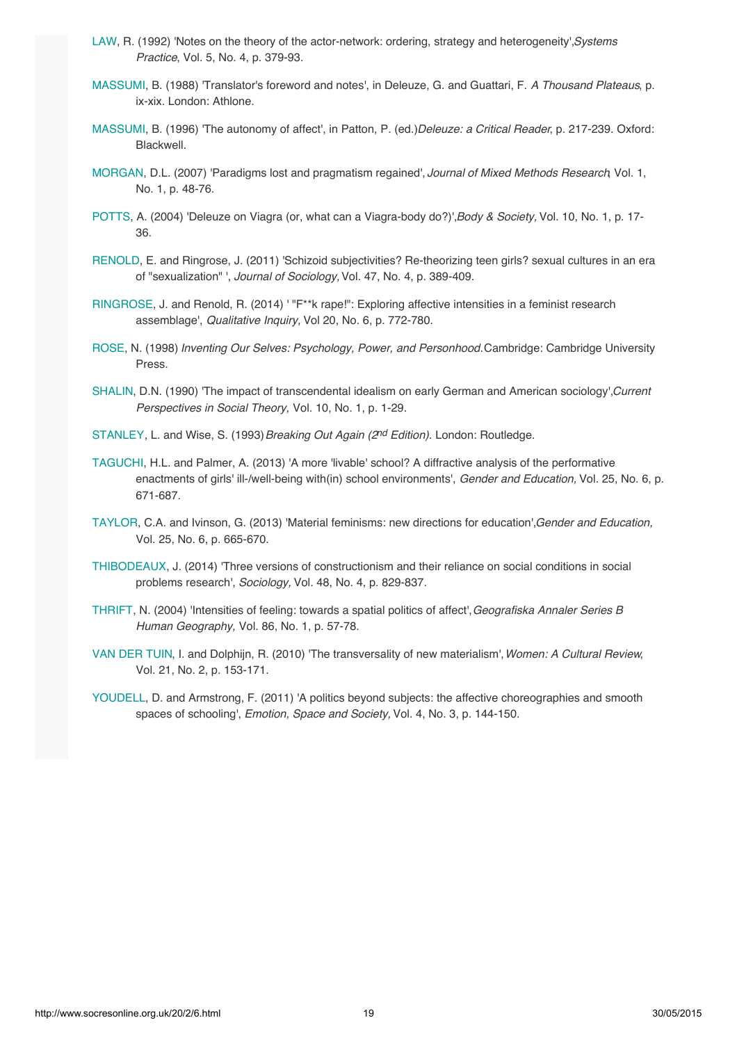LAW, R. (1992) 'Notes on the theory of the actor-network: ordering, strategy and heterogeneity', *Systems Practice*, Vol. 5, No. 4, p. 379-93.

MASSUMI, B. (1988) 'Translator's foreword and notes', in Deleuze, G. and Guattari, F. *A Thousand Plateaus*, p. ix-xix. London: Athlone.

MASSUMI, B. (1996) 'The autonomy of affect', in Patton, P. (ed.) *Deleuze: a Critical Reader*, p. 217-239. Oxford: Blackwell.

MORGAN, D.L. (2007) 'Paradigms lost and pragmatism regained', *Journal of Mixed Methods Research*, Vol. 1, No. 1, p. 48-76.

POTTS, A. (2004) 'Deleuze on Viagra (or, what can a Viagra-body do?)', *Body & Society*, Vol. 10, No. 1, p. 17-36.

RENOLD, E. and Ringrose, J. (2011) 'Schizoid subjectivities? Re-theorizing teen girls? sexual cultures in an era of "sexualization" ', *Journal of Sociology*, Vol. 47, No. 4, p. 389-409.

RINGROSE, J. and Renold, R. (2014) ' "F**k rape!": Exploring affective intensities in a feminist research assemblage', *Qualitative Inquiry*, Vol 20, No. 6, p. 772-780.

ROSE, N. (1998) *Inventing Our Selves: Psychology, Power, and Personhood.* Cambridge: Cambridge University Press.

SHALIN, D.N. (1990) 'The impact of transcendental idealism on early German and American sociology', *Current Perspectives in Social Theory*, Vol. 10, No. 1, p. 1-29.

STANLEY, L. and Wise, S. (1993) *Breaking Out Again (2nd Edition).* London: Routledge.

TAGUCHI, H.L. and Palmer, A. (2013) 'A more 'livable' school? A diffractive analysis of the performative enactments of girls' ill-/well-being with(in) school environments', *Gender and Education*, Vol. 25, No. 6, p. 671-687.

TAYLOR, C.A. and Ivinson, G. (2013) 'Material feminisms: new directions for education', *Gender and Education*, Vol. 25, No. 6, p. 665-670.

THIBODEAUX, J. (2014) 'Three versions of constructionism and their reliance on social conditions in social problems research', *Sociology*, Vol. 48, No. 4, p. 829-837.

THRIFT, N. (2004) 'Intensities of feeling: towards a spatial politics of affect', *Geografiska Annaler Series B Human Geography*, Vol. 86, No. 1, p. 57-78.

VAN DER TUIN, I. and Dolphijn, R. (2010) 'The transversality of new materialism', *Women: A Cultural Review*, Vol. 21, No. 2, p. 153-171.

YOUDELL, D. and Armstrong, F. (2011) 'A politics beyond subjects: the affective choreographies and smooth spaces of schooling', *Emotion, Space and Society*, Vol. 4, No. 3, p. 144-150.